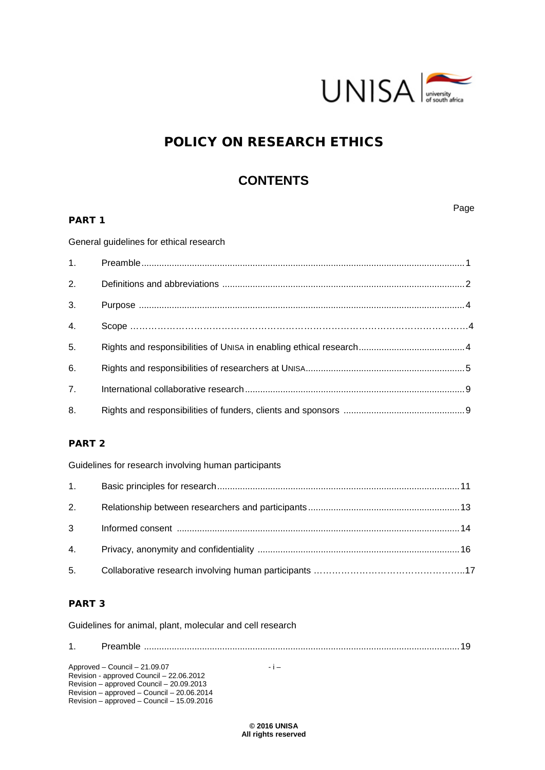# POLICY ON RESEARCH ETHICS

## CONTENTS

Page

**PART 1**

General guidelines for ethical research

| | | |
|---|---|---|
| 1. | Preamble | 1 |
| 2. | Definitions and abbreviations | 2 |
| 3. | Purpose | 4 |
| 4. | Scope | 4 |
| 5. | Rights and responsibilities of UNISA in enabling ethical research | 4 |
| 6. | Rights and responsibilities of researchers at UNISA | 5 |
| 7. | International collaborative research | 9 |
| 8. | Rights and responsibilities of funders, clients and sponsors | 9 |

**PART 2**

Guidelines for research involving human participants

| | | |
|---|---|---|
| 1. | Basic principles for research | 11 |
| 2. | Relationship between researchers and participants | 13 |
| 3 | Informed consent | 14 |
| 4. | Privacy, anonymity and confidentiality | 16 |
| 5. | Collaborative research involving human participants | 17 |

**PART 3**

Guidelines for animal, plant, molecular and cell research

| | | |
|---|---|---|
| 1. | Preamble | 19 |

Approved – Council – 21.09.07
Revision - approved Council – 22.06.2012
Revision – approved Council – 20.09.2013
Revision – approved – Council – 20.06.2014
Revision – approved – Council – 15.09.2016

**© 2016 UNISA**
**All rights reserved**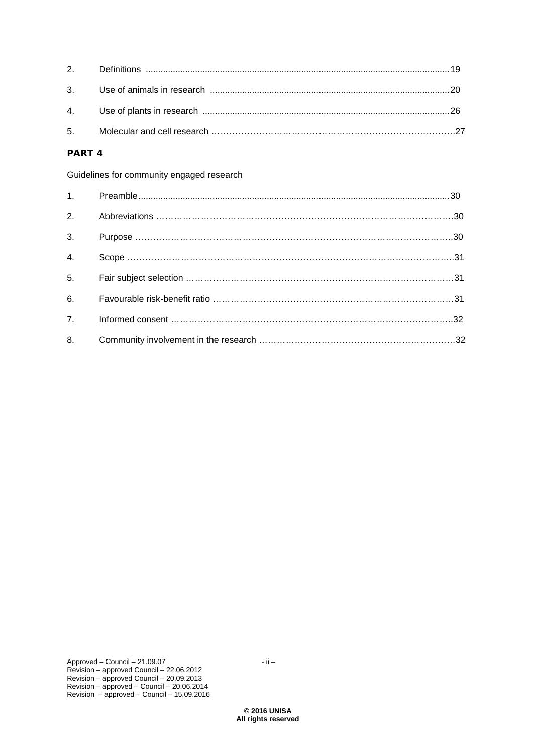| | | |
|---|---|---|
| 2. | Definitions | 19 |
| 3. | Use of animals in research | 20 |
| 4. | Use of plants in research | 26 |
| 5. | Molecular and cell research | 27 |

## PART 4

Guidelines for community engaged research

| | | |
|---|---|---|
| 1. | Preamble | 30 |
| 2. | Abbreviations | 30 |
| 3. | Purpose | 30 |
| 4. | Scope | 31 |
| 5. | Fair subject selection | 31 |
| 6. | Favourable risk-benefit ratio | 31 |
| 7. | Informed consent | 32 |
| 8. | Community involvement in the research | 32 |

Approved – Council – 21.09.07
Revision – approved Council – 22.06.2012
Revision – approved Council – 20.09.2013
Revision – approved – Council – 20.06.2014
Revision – approved – Council – 15.09.2016

**© 2016 UNISA**
**All rights reserved**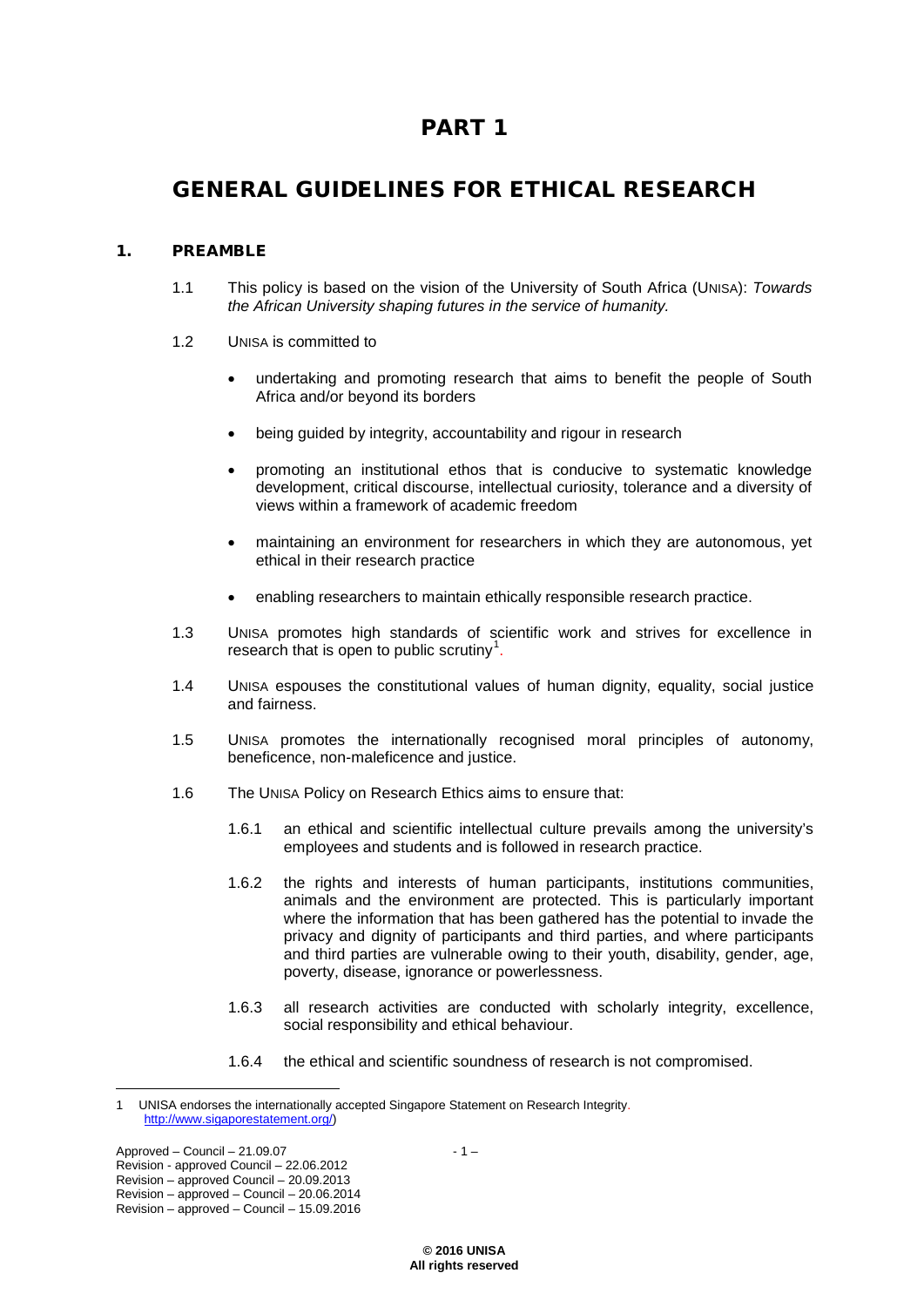# PART 1

# GENERAL GUIDELINES FOR ETHICAL RESEARCH

## 1. PREAMBLE

1.1 This policy is based on the vision of the University of South Africa (UNISA): *Towards the African University shaping futures in the service of humanity.*

1.2 UNISA is committed to

- undertaking and promoting research that aims to benefit the people of South Africa and/or beyond its borders
- being guided by integrity, accountability and rigour in research
- promoting an institutional ethos that is conducive to systematic knowledge development, critical discourse, intellectual curiosity, tolerance and a diversity of views within a framework of academic freedom
- maintaining an environment for researchers in which they are autonomous, yet ethical in their research practice
- enabling researchers to maintain ethically responsible research practice.

1.3 UNISA promotes high standards of scientific work and strives for excellence in research that is open to public scrutiny[1].

1.4 UNISA espouses the constitutional values of human dignity, equality, social justice and fairness.

1.5 UNISA promotes the internationally recognised moral principles of autonomy, beneficence, non-maleficence and justice.

1.6 The UNISA Policy on Research Ethics aims to ensure that:

1.6.1 an ethical and scientific intellectual culture prevails among the university's employees and students and is followed in research practice.

1.6.2 the rights and interests of human participants, institutions communities, animals and the environment are protected. This is particularly important where the information that has been gathered has the potential to invade the privacy and dignity of participants and third parties, and where participants and third parties are vulnerable owing to their youth, disability, gender, age, poverty, disease, ignorance or powerlessness.

1.6.3 all research activities are conducted with scholarly integrity, excellence, social responsibility and ethical behaviour.

1.6.4 the ethical and scientific soundness of research is not compromised.

---

1 UNISA endorses the internationally accepted Singapore Statement on Research Integrity. http://www.sigaporestatement.org/)

Approved – Council – 21.09.07
Revision - approved Council – 22.06.2012
Revision – approved Council – 20.09.2013
Revision – approved – Council – 20.06.2014
Revision – approved – Council – 15.09.2016

**© 2016 UNISA**
**All rights reserved**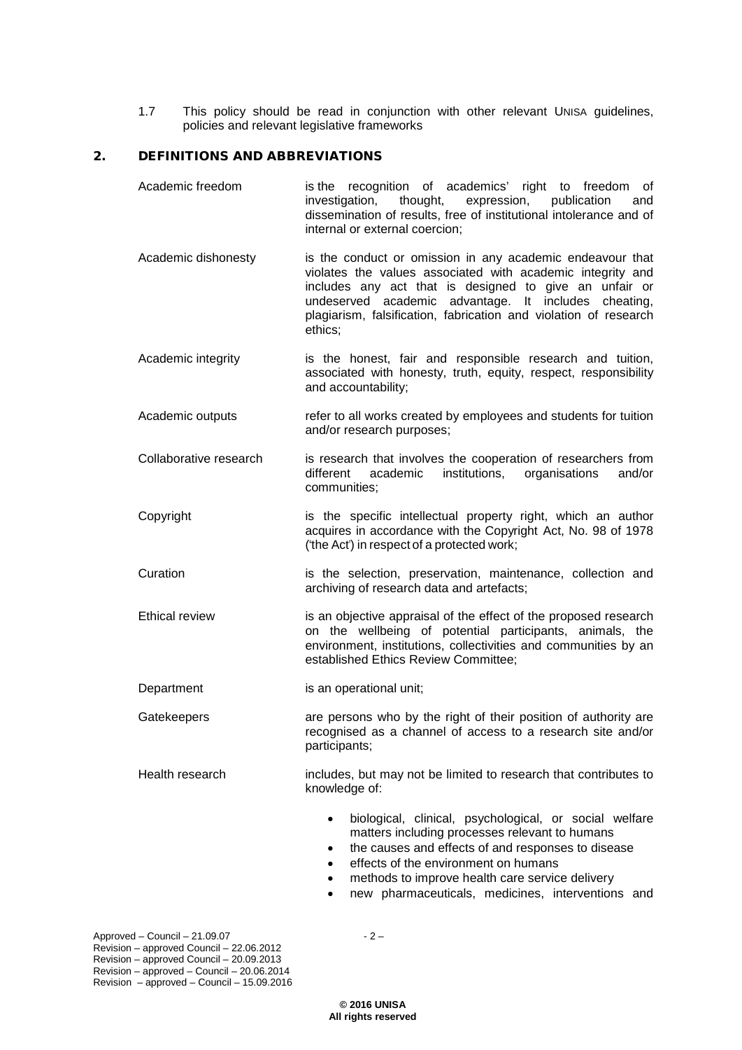1.7 This policy should be read in conjunction with other relevant UNISA guidelines, policies and relevant legislative frameworks

## 2. DEFINITIONS AND ABBREVIATIONS

| | |
|---|---|
| Academic freedom | is the recognition of academics' right to freedom of investigation, thought, expression, publication and dissemination of results, free of institutional intolerance and of internal or external coercion; |
| Academic dishonesty | is the conduct or omission in any academic endeavour that violates the values associated with academic integrity and includes any act that is designed to give an unfair or undeserved academic advantage. It includes cheating, plagiarism, falsification, fabrication and violation of research ethics; |
| Academic integrity | is the honest, fair and responsible research and tuition, associated with honesty, truth, equity, respect, responsibility and accountability; |
| Academic outputs | refer to all works created by employees and students for tuition and/or research purposes; |
| Collaborative research | is research that involves the cooperation of researchers from different academic institutions, organisations and/or communities; |
| Copyright | is the specific intellectual property right, which an author acquires in accordance with the Copyright Act, No. 98 of 1978 ('the Act') in respect of a protected work; |
| Curation | is the selection, preservation, maintenance, collection and archiving of research data and artefacts; |
| Ethical review | is an objective appraisal of the effect of the proposed research on the wellbeing of potential participants, animals, the environment, institutions, collectivities and communities by an established Ethics Review Committee; |
| Department | is an operational unit; |
| Gatekeepers | are persons who by the right of their position of authority are recognised as a channel of access to a research site and/or participants; |
| Health research | includes, but may not be limited to research that contributes to knowledge of:<br>• biological, clinical, psychological, or social welfare matters including processes relevant to humans<br>• the causes and effects of and responses to disease<br>• effects of the environment on humans<br>• methods to improve health care service delivery<br>• new pharmaceuticals, medicines, interventions and |

Approved – Council – 21.09.07
Revision – approved Council – 22.06.2012
Revision – approved Council – 20.09.2013
Revision – approved – Council – 20.06.2014
Revision – approved – Council – 15.09.2016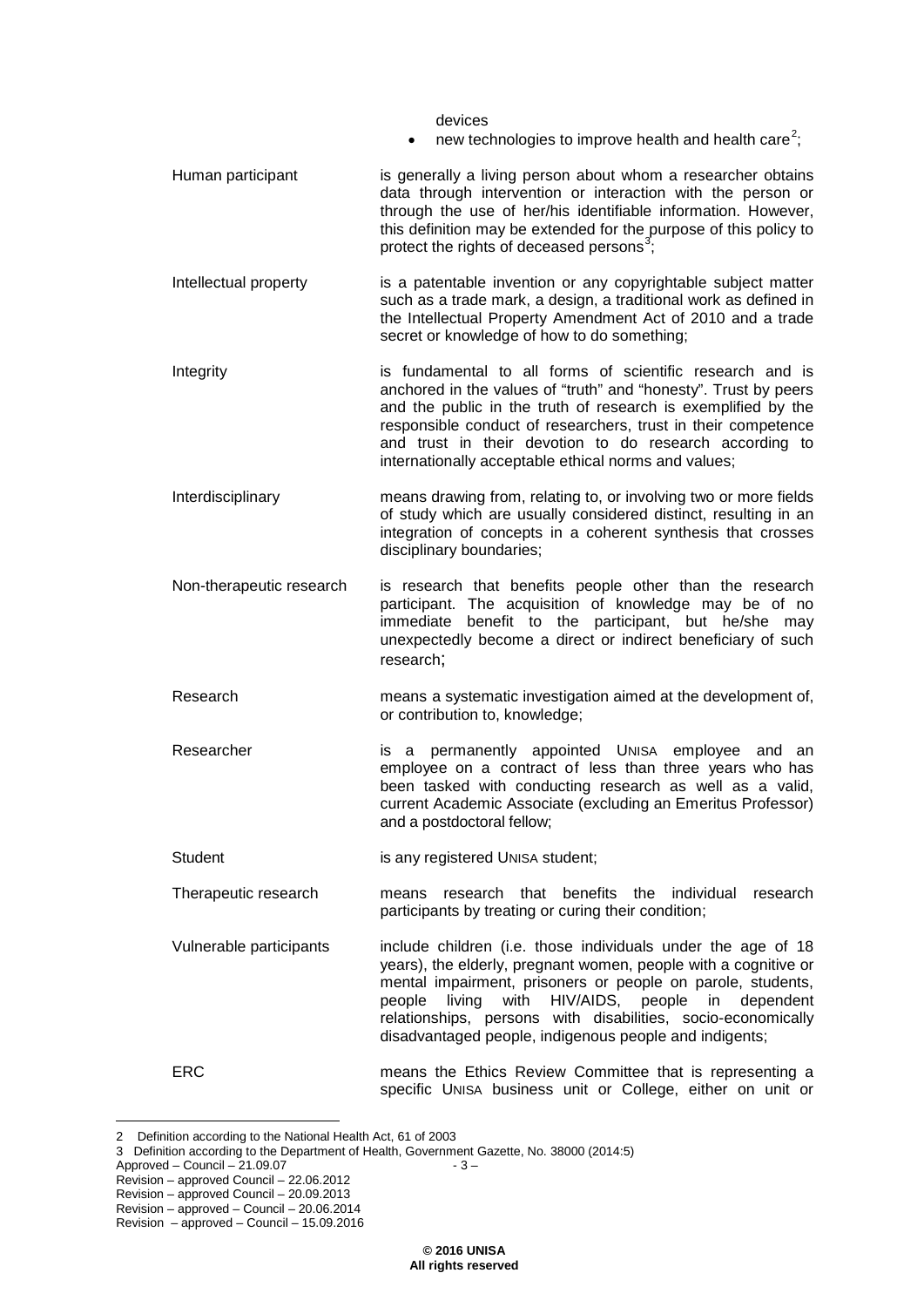devices

- new technologies to improve health and health care[2];

| | |
|---|---|
| Human participant | is generally a living person about whom a researcher obtains data through intervention or interaction with the person or through the use of her/his identifiable information. However, this definition may be extended for the purpose of this policy to protect the rights of deceased persons[3]; |
| Intellectual property | is a patentable invention or any copyrightable subject matter such as a trade mark, a design, a traditional work as defined in the Intellectual Property Amendment Act of 2010 and a trade secret or knowledge of how to do something; |
| Integrity | is fundamental to all forms of scientific research and is anchored in the values of "truth" and "honesty". Trust by peers and the public in the truth of research is exemplified by the responsible conduct of researchers, trust in their competence and trust in their devotion to do research according to internationally acceptable ethical norms and values; |
| Interdisciplinary | means drawing from, relating to, or involving two or more fields of study which are usually considered distinct, resulting in an integration of concepts in a coherent synthesis that crosses disciplinary boundaries; |
| Non-therapeutic research | is research that benefits people other than the research participant. The acquisition of knowledge may be of no immediate benefit to the participant, but he/she may unexpectedly become a direct or indirect beneficiary of such research; |
| Research | means a systematic investigation aimed at the development of, or contribution to, knowledge; |
| Researcher | is a permanently appointed UNISA employee and an employee on a contract of less than three years who has been tasked with conducting research as well as a valid, current Academic Associate (excluding an Emeritus Professor) and a postdoctoral fellow; |
| Student | is any registered UNISA student; |
| Therapeutic research | means research that benefits the individual research participants by treating or curing their condition; |
| Vulnerable participants | include children (i.e. those individuals under the age of 18 years), the elderly, pregnant women, people with a cognitive or mental impairment, prisoners or people on parole, students, people living with HIV/AIDS, people in dependent relationships, persons with disabilities, socio-economically disadvantaged people, indigenous people and indigents; |
| ERC | means the Ethics Review Committee that is representing a specific UNISA business unit or College, either on unit or |

2 Definition according to the National Health Act, 61 of 2003

3 Definition according to the Department of Health, Government Gazette, No. 38000 (2014:5)

Approved – Council – 21.09.07
Revision – approved Council – 22.06.2012
Revision – approved Council – 20.09.2013
Revision – approved – Council – 20.06.2014
Revision – approved – Council – 15.09.2016

**© 2016 UNISA**
**All rights reserved**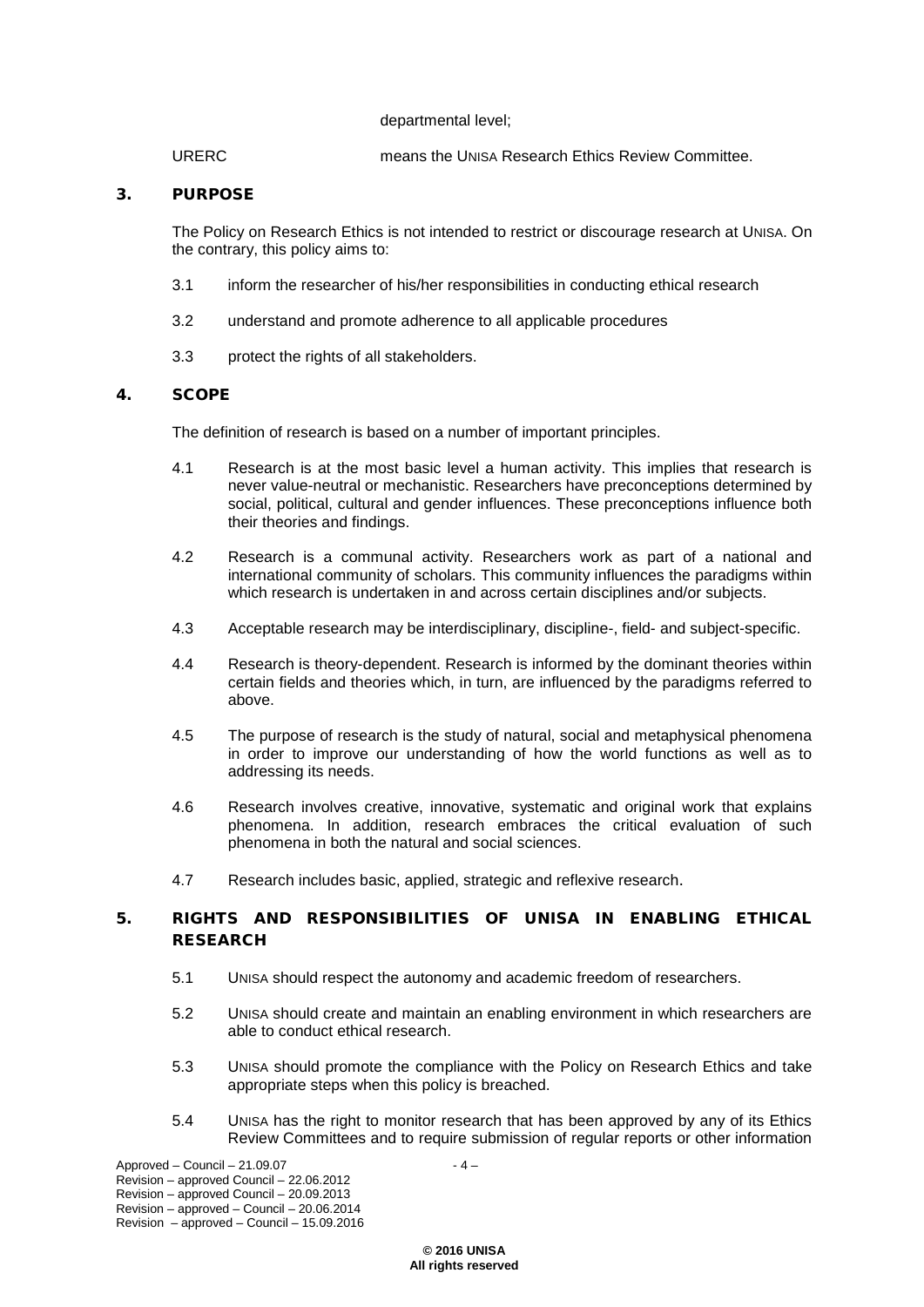departmental level;

URERC means the UNISA Research Ethics Review Committee.

## 3. PURPOSE

The Policy on Research Ethics is not intended to restrict or discourage research at UNISA. On the contrary, this policy aims to:

3.1 inform the researcher of his/her responsibilities in conducting ethical research

3.2 understand and promote adherence to all applicable procedures

3.3 protect the rights of all stakeholders.

## 4. SCOPE

The definition of research is based on a number of important principles.

4.1 Research is at the most basic level a human activity. This implies that research is never value-neutral or mechanistic. Researchers have preconceptions determined by social, political, cultural and gender influences. These preconceptions influence both their theories and findings.

4.2 Research is a communal activity. Researchers work as part of a national and international community of scholars. This community influences the paradigms within which research is undertaken in and across certain disciplines and/or subjects.

4.3 Acceptable research may be interdisciplinary, discipline-, field- and subject-specific.

4.4 Research is theory-dependent. Research is informed by the dominant theories within certain fields and theories which, in turn, are influenced by the paradigms referred to above.

4.5 The purpose of research is the study of natural, social and metaphysical phenomena in order to improve our understanding of how the world functions as well as to addressing its needs.

4.6 Research involves creative, innovative, systematic and original work that explains phenomena. In addition, research embraces the critical evaluation of such phenomena in both the natural and social sciences.

4.7 Research includes basic, applied, strategic and reflexive research.

## 5. RIGHTS AND RESPONSIBILITIES OF UNISA IN ENABLING ETHICAL RESEARCH

5.1 UNISA should respect the autonomy and academic freedom of researchers.

5.2 UNISA should create and maintain an enabling environment in which researchers are able to conduct ethical research.

5.3 UNISA should promote the compliance with the Policy on Research Ethics and take appropriate steps when this policy is breached.

5.4 UNISA has the right to monitor research that has been approved by any of its Ethics Review Committees and to require submission of regular reports or other information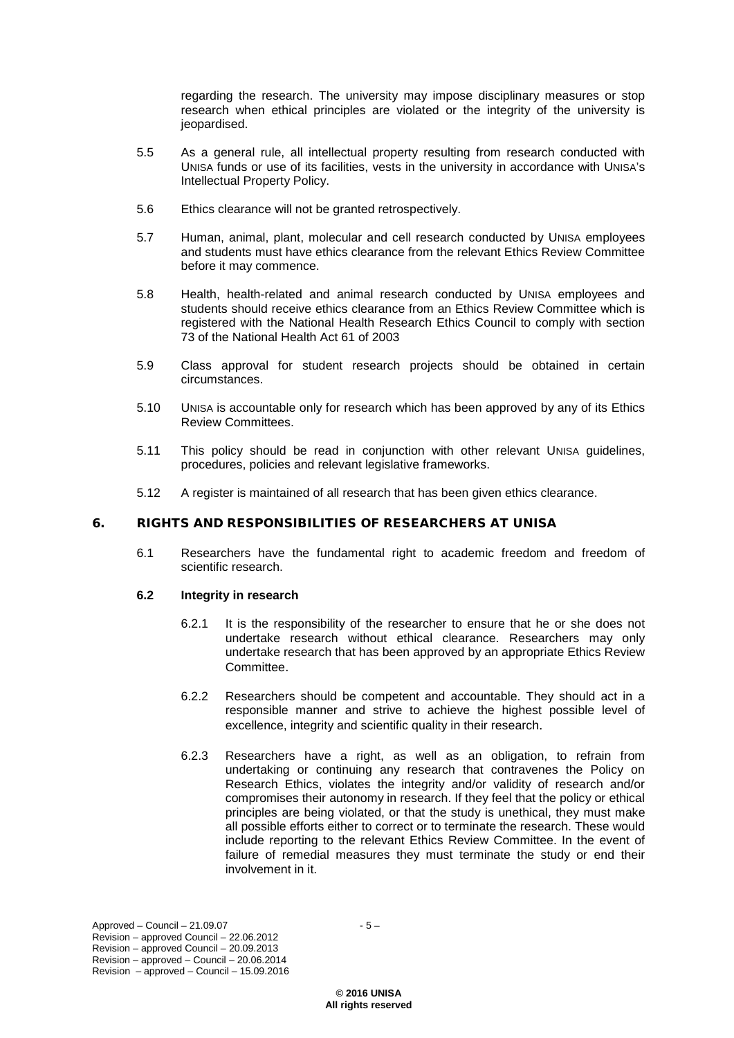regarding the research. The university may impose disciplinary measures or stop research when ethical principles are violated or the integrity of the university is jeopardised.

5.5 As a general rule, all intellectual property resulting from research conducted with UNISA funds or use of its facilities, vests in the university in accordance with UNISA's Intellectual Property Policy.

5.6 Ethics clearance will not be granted retrospectively.

5.7 Human, animal, plant, molecular and cell research conducted by UNISA employees and students must have ethics clearance from the relevant Ethics Review Committee before it may commence.

5.8 Health, health-related and animal research conducted by UNISA employees and students should receive ethics clearance from an Ethics Review Committee which is registered with the National Health Research Ethics Council to comply with section 73 of the National Health Act 61 of 2003

5.9 Class approval for student research projects should be obtained in certain circumstances.

5.10 UNISA is accountable only for research which has been approved by any of its Ethics Review Committees.

5.11 This policy should be read in conjunction with other relevant UNISA guidelines, procedures, policies and relevant legislative frameworks.

5.12 A register is maintained of all research that has been given ethics clearance.

## 6. RIGHTS AND RESPONSIBILITIES OF RESEARCHERS AT UNISA

6.1 Researchers have the fundamental right to academic freedom and freedom of scientific research.

### 6.2 Integrity in research

6.2.1 It is the responsibility of the researcher to ensure that he or she does not undertake research without ethical clearance. Researchers may only undertake research that has been approved by an appropriate Ethics Review Committee.

6.2.2 Researchers should be competent and accountable. They should act in a responsible manner and strive to achieve the highest possible level of excellence, integrity and scientific quality in their research.

6.2.3 Researchers have a right, as well as an obligation, to refrain from undertaking or continuing any research that contravenes the Policy on Research Ethics, violates the integrity and/or validity of research and/or compromises their autonomy in research. If they feel that the policy or ethical principles are being violated, or that the study is unethical, they must make all possible efforts either to correct or to terminate the research. These would include reporting to the relevant Ethics Review Committee. In the event of failure of remedial measures they must terminate the study or end their involvement in it.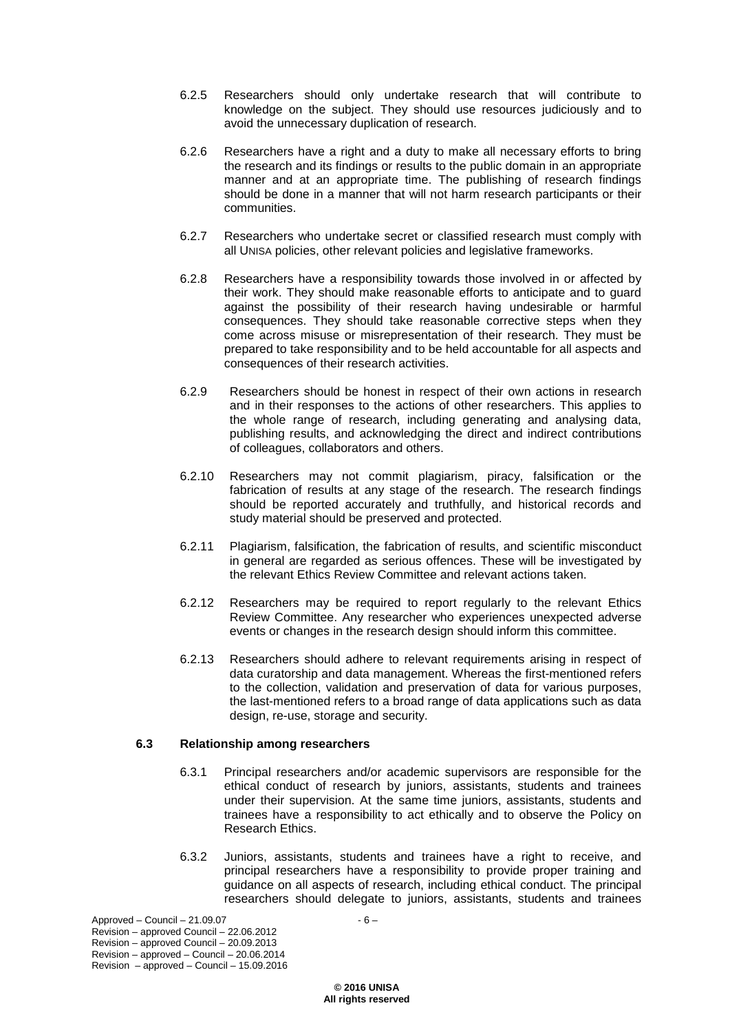6.2.5 Researchers should only undertake research that will contribute to knowledge on the subject. They should use resources judiciously and to avoid the unnecessary duplication of research.

6.2.6 Researchers have a right and a duty to make all necessary efforts to bring the research and its findings or results to the public domain in an appropriate manner and at an appropriate time. The publishing of research findings should be done in a manner that will not harm research participants or their communities.

6.2.7 Researchers who undertake secret or classified research must comply with all UNISA policies, other relevant policies and legislative frameworks.

6.2.8 Researchers have a responsibility towards those involved in or affected by their work. They should make reasonable efforts to anticipate and to guard against the possibility of their research having undesirable or harmful consequences. They should take reasonable corrective steps when they come across misuse or misrepresentation of their research. They must be prepared to take responsibility and to be held accountable for all aspects and consequences of their research activities.

6.2.9 Researchers should be honest in respect of their own actions in research and in their responses to the actions of other researchers. This applies to the whole range of research, including generating and analysing data, publishing results, and acknowledging the direct and indirect contributions of colleagues, collaborators and others.

6.2.10 Researchers may not commit plagiarism, piracy, falsification or the fabrication of results at any stage of the research. The research findings should be reported accurately and truthfully, and historical records and study material should be preserved and protected.

6.2.11 Plagiarism, falsification, the fabrication of results, and scientific misconduct in general are regarded as serious offences. These will be investigated by the relevant Ethics Review Committee and relevant actions taken.

6.2.12 Researchers may be required to report regularly to the relevant Ethics Review Committee. Any researcher who experiences unexpected adverse events or changes in the research design should inform this committee.

6.2.13 Researchers should adhere to relevant requirements arising in respect of data curatorship and data management. Whereas the first-mentioned refers to the collection, validation and preservation of data for various purposes, the last-mentioned refers to a broad range of data applications such as data design, re-use, storage and security.

### 6.3 Relationship among researchers

6.3.1 Principal researchers and/or academic supervisors are responsible for the ethical conduct of research by juniors, assistants, students and trainees under their supervision. At the same time juniors, assistants, students and trainees have a responsibility to act ethically and to observe the Policy on Research Ethics.

6.3.2 Juniors, assistants, students and trainees have a right to receive, and principal researchers have a responsibility to provide proper training and guidance on all aspects of research, including ethical conduct. The principal researchers should delegate to juniors, assistants, students and trainees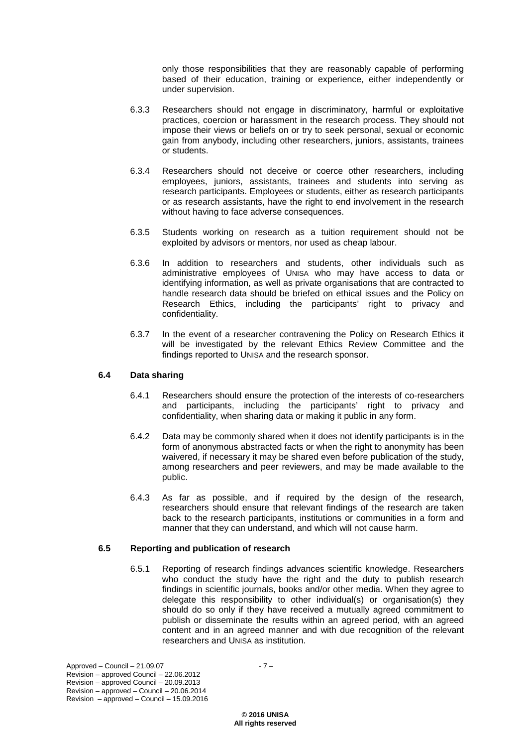only those responsibilities that they are reasonably capable of performing based of their education, training or experience, either independently or under supervision.

6.3.3 Researchers should not engage in discriminatory, harmful or exploitative practices, coercion or harassment in the research process. They should not impose their views or beliefs on or try to seek personal, sexual or economic gain from anybody, including other researchers, juniors, assistants, trainees or students.

6.3.4 Researchers should not deceive or coerce other researchers, including employees, juniors, assistants, trainees and students into serving as research participants. Employees or students, either as research participants or as research assistants, have the right to end involvement in the research without having to face adverse consequences.

6.3.5 Students working on research as a tuition requirement should not be exploited by advisors or mentors, nor used as cheap labour.

6.3.6 In addition to researchers and students, other individuals such as administrative employees of UNISA who may have access to data or identifying information, as well as private organisations that are contracted to handle research data should be briefed on ethical issues and the Policy on Research Ethics, including the participants' right to privacy and confidentiality.

6.3.7 In the event of a researcher contravening the Policy on Research Ethics it will be investigated by the relevant Ethics Review Committee and the findings reported to UNISA and the research sponsor.

### 6.4 Data sharing

6.4.1 Researchers should ensure the protection of the interests of co-researchers and participants, including the participants' right to privacy and confidentiality, when sharing data or making it public in any form.

6.4.2 Data may be commonly shared when it does not identify participants is in the form of anonymous abstracted facts or when the right to anonymity has been waivered, if necessary it may be shared even before publication of the study, among researchers and peer reviewers, and may be made available to the public.

6.4.3 As far as possible, and if required by the design of the research, researchers should ensure that relevant findings of the research are taken back to the research participants, institutions or communities in a form and manner that they can understand, and which will not cause harm.

### 6.5 Reporting and publication of research

6.5.1 Reporting of research findings advances scientific knowledge. Researchers who conduct the study have the right and the duty to publish research findings in scientific journals, books and/or other media. When they agree to delegate this responsibility to other individual(s) or organisation(s) they should do so only if they have received a mutually agreed commitment to publish or disseminate the results within an agreed period, with an agreed content and in an agreed manner and with due recognition of the relevant researchers and UNISA as institution.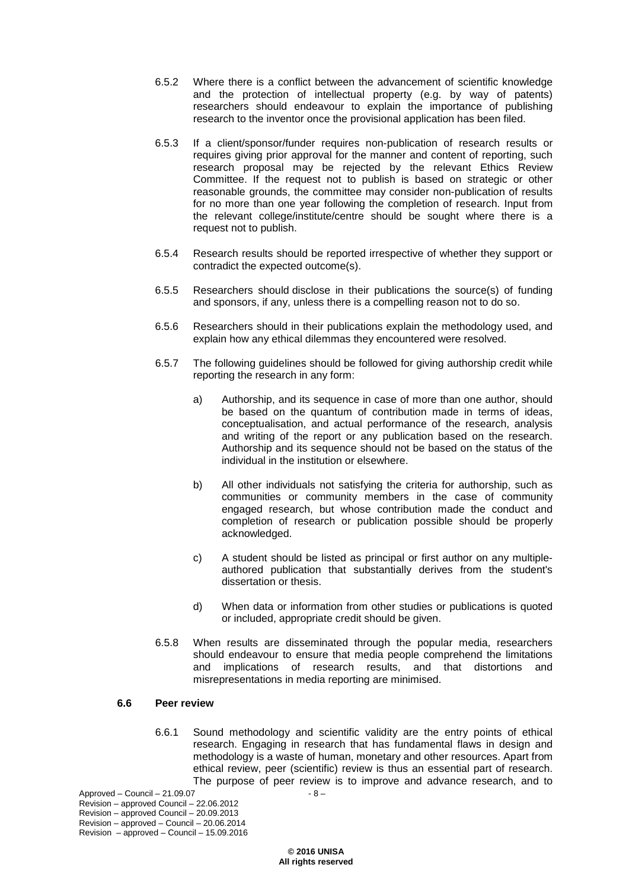6.5.2 Where there is a conflict between the advancement of scientific knowledge and the protection of intellectual property (e.g. by way of patents) researchers should endeavour to explain the importance of publishing research to the inventor once the provisional application has been filed.

6.5.3 If a client/sponsor/funder requires non-publication of research results or requires giving prior approval for the manner and content of reporting, such research proposal may be rejected by the relevant Ethics Review Committee. If the request not to publish is based on strategic or other reasonable grounds, the committee may consider non-publication of results for no more than one year following the completion of research. Input from the relevant college/institute/centre should be sought where there is a request not to publish.

6.5.4 Research results should be reported irrespective of whether they support or contradict the expected outcome(s).

6.5.5 Researchers should disclose in their publications the source(s) of funding and sponsors, if any, unless there is a compelling reason not to do so.

6.5.6 Researchers should in their publications explain the methodology used, and explain how any ethical dilemmas they encountered were resolved.

6.5.7 The following guidelines should be followed for giving authorship credit while reporting the research in any form:

a) Authorship, and its sequence in case of more than one author, should be based on the quantum of contribution made in terms of ideas, conceptualisation, and actual performance of the research, analysis and writing of the report or any publication based on the research. Authorship and its sequence should not be based on the status of the individual in the institution or elsewhere.

b) All other individuals not satisfying the criteria for authorship, such as communities or community members in the case of community engaged research, but whose contribution made the conduct and completion of research or publication possible should be properly acknowledged.

c) A student should be listed as principal or first author on any multiple-authored publication that substantially derives from the student's dissertation or thesis.

d) When data or information from other studies or publications is quoted or included, appropriate credit should be given.

6.5.8 When results are disseminated through the popular media, researchers should endeavour to ensure that media people comprehend the limitations and implications of research results, and that distortions and misrepresentations in media reporting are minimised.

### 6.6 Peer review

6.6.1 Sound methodology and scientific validity are the entry points of ethical research. Engaging in research that has fundamental flaws in design and methodology is a waste of human, monetary and other resources. Apart from ethical review, peer (scientific) review is thus an essential part of research. The purpose of peer review is to improve and advance research, and to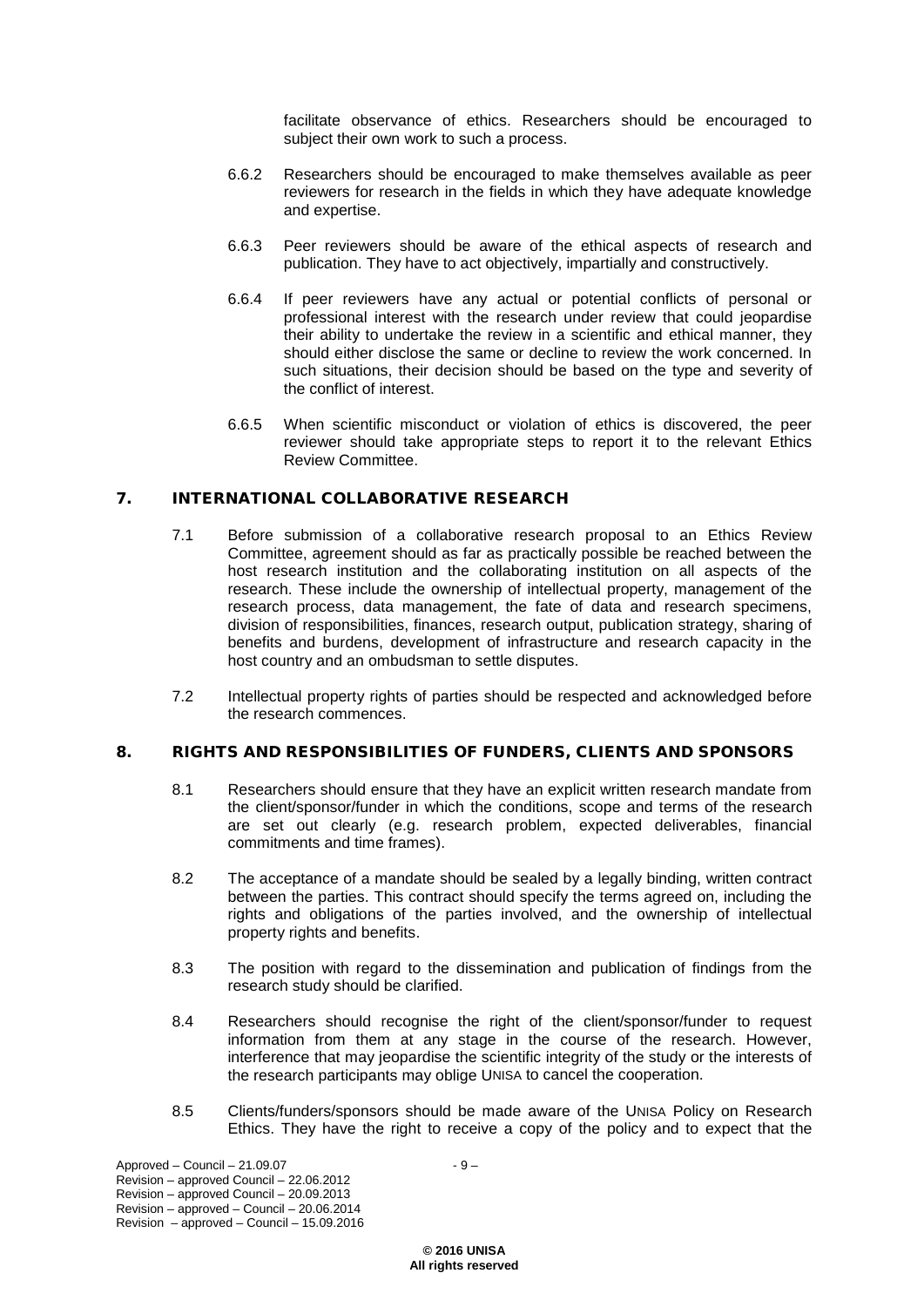facilitate observance of ethics. Researchers should be encouraged to subject their own work to such a process.

6.6.2 Researchers should be encouraged to make themselves available as peer reviewers for research in the fields in which they have adequate knowledge and expertise.

6.6.3 Peer reviewers should be aware of the ethical aspects of research and publication. They have to act objectively, impartially and constructively.

6.6.4 If peer reviewers have any actual or potential conflicts of personal or professional interest with the research under review that could jeopardise their ability to undertake the review in a scientific and ethical manner, they should either disclose the same or decline to review the work concerned. In such situations, their decision should be based on the type and severity of the conflict of interest.

6.6.5 When scientific misconduct or violation of ethics is discovered, the peer reviewer should take appropriate steps to report it to the relevant Ethics Review Committee.

## 7. INTERNATIONAL COLLABORATIVE RESEARCH

7.1 Before submission of a collaborative research proposal to an Ethics Review Committee, agreement should as far as practically possible be reached between the host research institution and the collaborating institution on all aspects of the research. These include the ownership of intellectual property, management of the research process, data management, the fate of data and research specimens, division of responsibilities, finances, research output, publication strategy, sharing of benefits and burdens, development of infrastructure and research capacity in the host country and an ombudsman to settle disputes.

7.2 Intellectual property rights of parties should be respected and acknowledged before the research commences.

## 8. RIGHTS AND RESPONSIBILITIES OF FUNDERS, CLIENTS AND SPONSORS

8.1 Researchers should ensure that they have an explicit written research mandate from the client/sponsor/funder in which the conditions, scope and terms of the research are set out clearly (e.g. research problem, expected deliverables, financial commitments and time frames).

8.2 The acceptance of a mandate should be sealed by a legally binding, written contract between the parties. This contract should specify the terms agreed on, including the rights and obligations of the parties involved, and the ownership of intellectual property rights and benefits.

8.3 The position with regard to the dissemination and publication of findings from the research study should be clarified.

8.4 Researchers should recognise the right of the client/sponsor/funder to request information from them at any stage in the course of the research. However, interference that may jeopardise the scientific integrity of the study or the interests of the research participants may oblige UNISA to cancel the cooperation.

8.5 Clients/funders/sponsors should be made aware of the UNISA Policy on Research Ethics. They have the right to receive a copy of the policy and to expect that the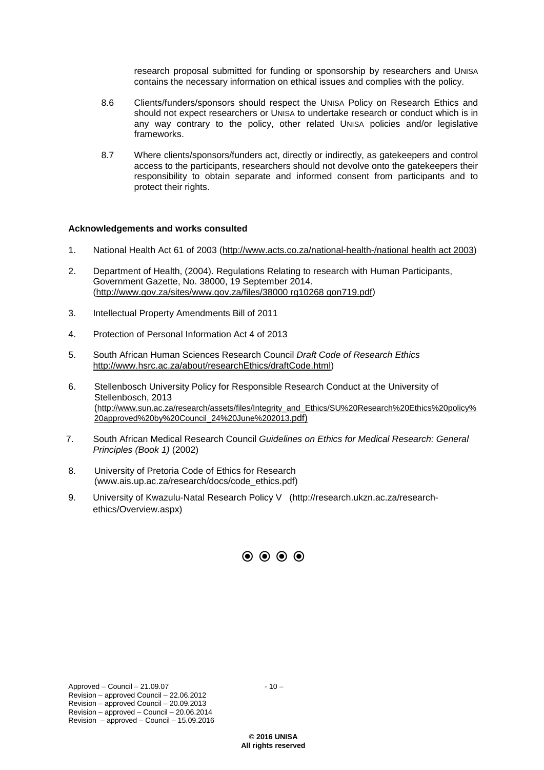research proposal submitted for funding or sponsorship by researchers and UNISA contains the necessary information on ethical issues and complies with the policy.

8.6 Clients/funders/sponsors should respect the UNISA Policy on Research Ethics and should not expect researchers or UNISA to undertake research or conduct which is in any way contrary to the policy, other related UNISA policies and/or legislative frameworks.

8.7 Where clients/sponsors/funders act, directly or indirectly, as gatekeepers and control access to the participants, researchers should not devolve onto the gatekeepers their responsibility to obtain separate and informed consent from participants and to protect their rights.

**Acknowledgements and works consulted**

1. National Health Act 61 of 2003 (http://www.acts.co.za/national-health-/national health act 2003)
2. Department of Health, (2004). Regulations Relating to research with Human Participants, Government Gazette, No. 38000, 19 September 2014. (http://www.gov.za/sites/www.gov.za/files/38000 rg10268 gon719.pdf)
3. Intellectual Property Amendments Bill of 2011
4. Protection of Personal Information Act 4 of 2013
5. South African Human Sciences Research Council *Draft Code of Research Ethics* http://www.hsrc.ac.za/about/researchEthics/draftCode.html)
6. Stellenbosch University Policy for Responsible Research Conduct at the University of Stellenbosch, 2013 (http://www.sun.ac.za/research/assets/files/Integrity_and_Ethics/SU%20Research%20Ethics%20policy%20approved%20by%20Council_24%20June%202013.pdf)
7. South African Medical Research Council *Guidelines on Ethics for Medical Research: General Principles (Book 1)* (2002)
8. University of Pretoria Code of Ethics for Research (www.ais.up.ac.za/research/docs/code_ethics.pdf)
9. University of Kwazulu-Natal Research Policy V (http://research.ukzn.ac.za/research-ethics/Overview.aspx)

⦿ ⦿ ⦿ ⦿

Approved – Council – 21.09.07
Revision – approved Council – 22.06.2012
Revision – approved Council – 20.09.2013
Revision – approved – Council – 20.06.2014
Revision – approved – Council – 15.09.2016

**© 2016 UNISA**
**All rights reserved**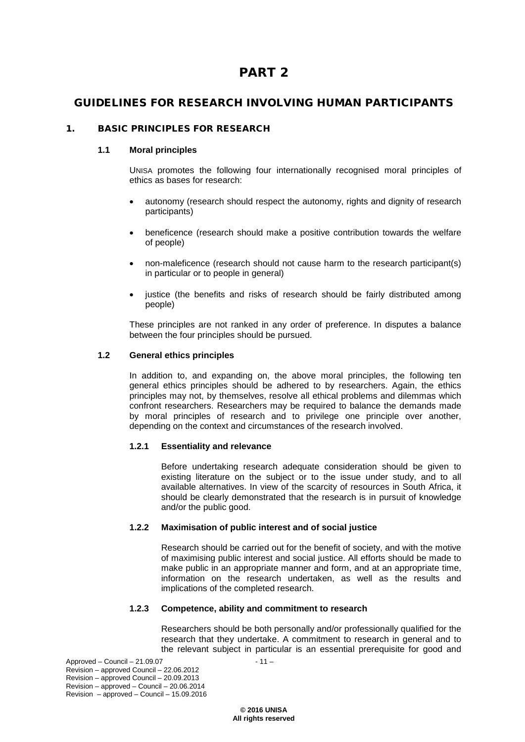# PART 2

## GUIDELINES FOR RESEARCH INVOLVING HUMAN PARTICIPANTS

### 1. BASIC PRINCIPLES FOR RESEARCH

#### 1.1 Moral principles

UNISA promotes the following four internationally recognised moral principles of ethics as bases for research:

- autonomy (research should respect the autonomy, rights and dignity of research participants)
- beneficence (research should make a positive contribution towards the welfare of people)
- non-maleficence (research should not cause harm to the research participant(s) in particular or to people in general)
- justice (the benefits and risks of research should be fairly distributed among people)

These principles are not ranked in any order of preference. In disputes a balance between the four principles should be pursued.

#### 1.2 General ethics principles

In addition to, and expanding on, the above moral principles, the following ten general ethics principles should be adhered to by researchers. Again, the ethics principles may not, by themselves, resolve all ethical problems and dilemmas which confront researchers. Researchers may be required to balance the demands made by moral principles of research and to privilege one principle over another, depending on the context and circumstances of the research involved.

##### 1.2.1 Essentiality and relevance

Before undertaking research adequate consideration should be given to existing literature on the subject or to the issue under study, and to all available alternatives. In view of the scarcity of resources in South Africa, it should be clearly demonstrated that the research is in pursuit of knowledge and/or the public good.

##### 1.2.2 Maximisation of public interest and of social justice

Research should be carried out for the benefit of society, and with the motive of maximising public interest and social justice. All efforts should be made to make public in an appropriate manner and form, and at an appropriate time, information on the research undertaken, as well as the results and implications of the completed research.

##### 1.2.3 Competence, ability and commitment to research

Researchers should be both personally and/or professionally qualified for the research that they undertake. A commitment to research in general and to the relevant subject in particular is an essential prerequisite for good and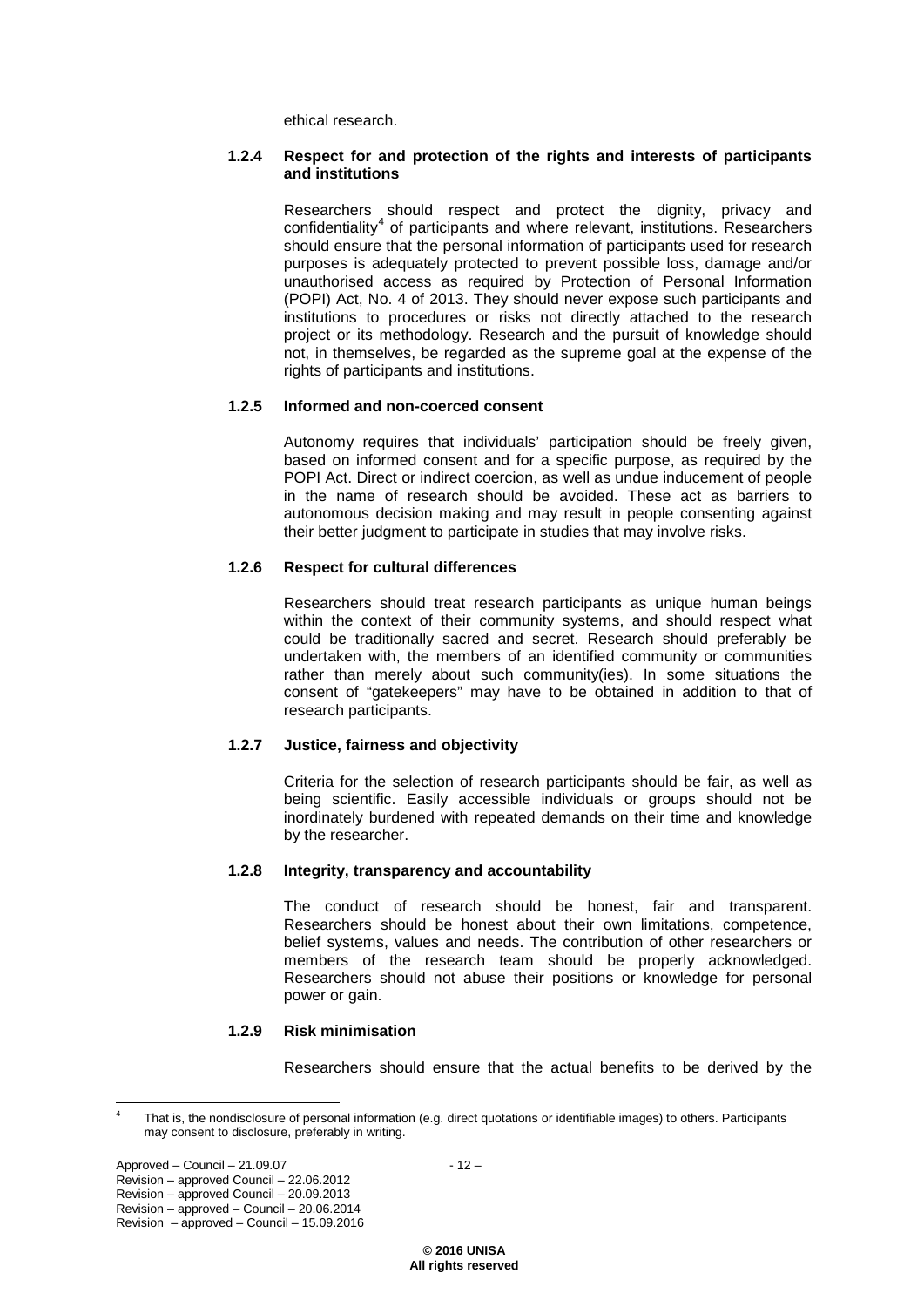ethical research.

### 1.2.4 Respect for and protection of the rights and interests of participants and institutions

Researchers should respect and protect the dignity, privacy and confidentiality[4] of participants and where relevant, institutions. Researchers should ensure that the personal information of participants used for research purposes is adequately protected to prevent possible loss, damage and/or unauthorised access as required by Protection of Personal Information (POPI) Act, No. 4 of 2013. They should never expose such participants and institutions to procedures or risks not directly attached to the research project or its methodology. Research and the pursuit of knowledge should not, in themselves, be regarded as the supreme goal at the expense of the rights of participants and institutions.

### 1.2.5 Informed and non-coerced consent

Autonomy requires that individuals' participation should be freely given, based on informed consent and for a specific purpose, as required by the POPI Act. Direct or indirect coercion, as well as undue inducement of people in the name of research should be avoided. These act as barriers to autonomous decision making and may result in people consenting against their better judgment to participate in studies that may involve risks.

### 1.2.6 Respect for cultural differences

Researchers should treat research participants as unique human beings within the context of their community systems, and should respect what could be traditionally sacred and secret. Research should preferably be undertaken with, the members of an identified community or communities rather than merely about such community(ies). In some situations the consent of "gatekeepers" may have to be obtained in addition to that of research participants.

### 1.2.7 Justice, fairness and objectivity

Criteria for the selection of research participants should be fair, as well as being scientific. Easily accessible individuals or groups should not be inordinately burdened with repeated demands on their time and knowledge by the researcher.

### 1.2.8 Integrity, transparency and accountability

The conduct of research should be honest, fair and transparent. Researchers should be honest about their own limitations, competence, belief systems, values and needs. The contribution of other researchers or members of the research team should be properly acknowledged. Researchers should not abuse their positions or knowledge for personal power or gain.

### 1.2.9 Risk minimisation

Researchers should ensure that the actual benefits to be derived by the

---

[4] That is, the nondisclosure of personal information (e.g. direct quotations or identifiable images) to others. Participants may consent to disclosure, preferably in writing.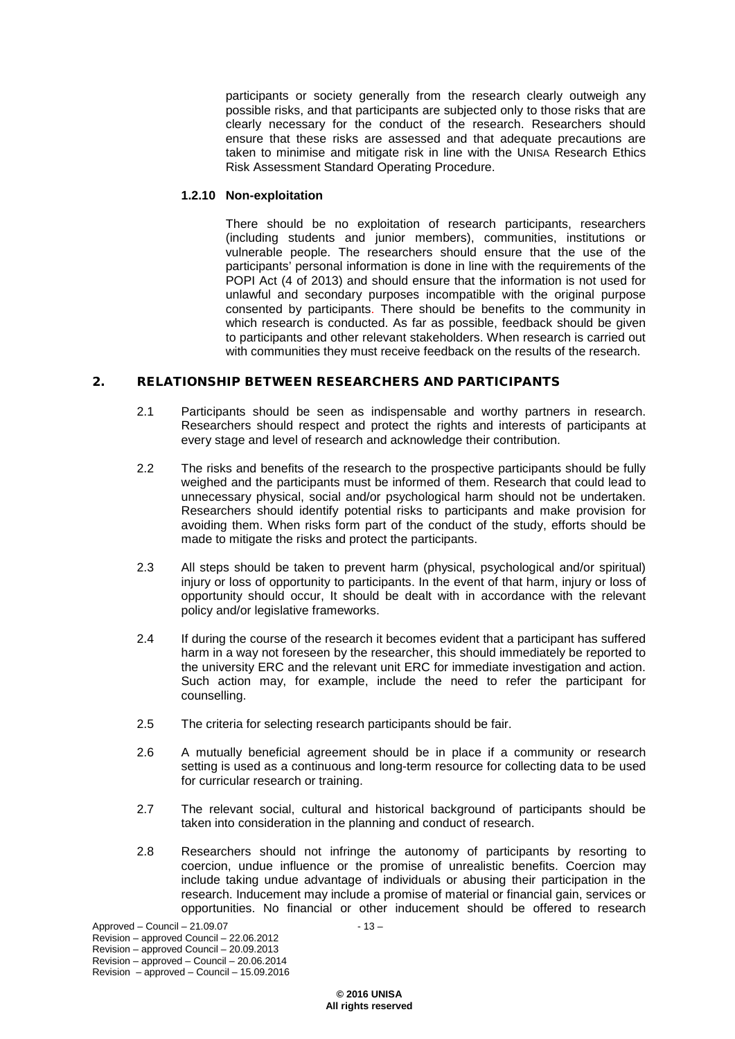participants or society generally from the research clearly outweigh any possible risks, and that participants are subjected only to those risks that are clearly necessary for the conduct of the research. Researchers should ensure that these risks are assessed and that adequate precautions are taken to minimise and mitigate risk in line with the UNISA Research Ethics Risk Assessment Standard Operating Procedure.

#### 1.2.10 Non-exploitation

There should be no exploitation of research participants, researchers (including students and junior members), communities, institutions or vulnerable people. The researchers should ensure that the use of the participants' personal information is done in line with the requirements of the POPI Act (4 of 2013) and should ensure that the information is not used for unlawful and secondary purposes incompatible with the original purpose consented by participants. There should be benefits to the community in which research is conducted. As far as possible, feedback should be given to participants and other relevant stakeholders. When research is carried out with communities they must receive feedback on the results of the research.

## 2. RELATIONSHIP BETWEEN RESEARCHERS AND PARTICIPANTS

2.1 Participants should be seen as indispensable and worthy partners in research. Researchers should respect and protect the rights and interests of participants at every stage and level of research and acknowledge their contribution.

2.2 The risks and benefits of the research to the prospective participants should be fully weighed and the participants must be informed of them. Research that could lead to unnecessary physical, social and/or psychological harm should not be undertaken. Researchers should identify potential risks to participants and make provision for avoiding them. When risks form part of the conduct of the study, efforts should be made to mitigate the risks and protect the participants.

2.3 All steps should be taken to prevent harm (physical, psychological and/or spiritual) injury or loss of opportunity to participants. In the event of that harm, injury or loss of opportunity should occur, It should be dealt with in accordance with the relevant policy and/or legislative frameworks.

2.4 If during the course of the research it becomes evident that a participant has suffered harm in a way not foreseen by the researcher, this should immediately be reported to the university ERC and the relevant unit ERC for immediate investigation and action. Such action may, for example, include the need to refer the participant for counselling.

2.5 The criteria for selecting research participants should be fair.

2.6 A mutually beneficial agreement should be in place if a community or research setting is used as a continuous and long-term resource for collecting data to be used for curricular research or training.

2.7 The relevant social, cultural and historical background of participants should be taken into consideration in the planning and conduct of research.

2.8 Researchers should not infringe the autonomy of participants by resorting to coercion, undue influence or the promise of unrealistic benefits. Coercion may include taking undue advantage of individuals or abusing their participation in the research. Inducement may include a promise of material or financial gain, services or opportunities. No financial or other inducement should be offered to research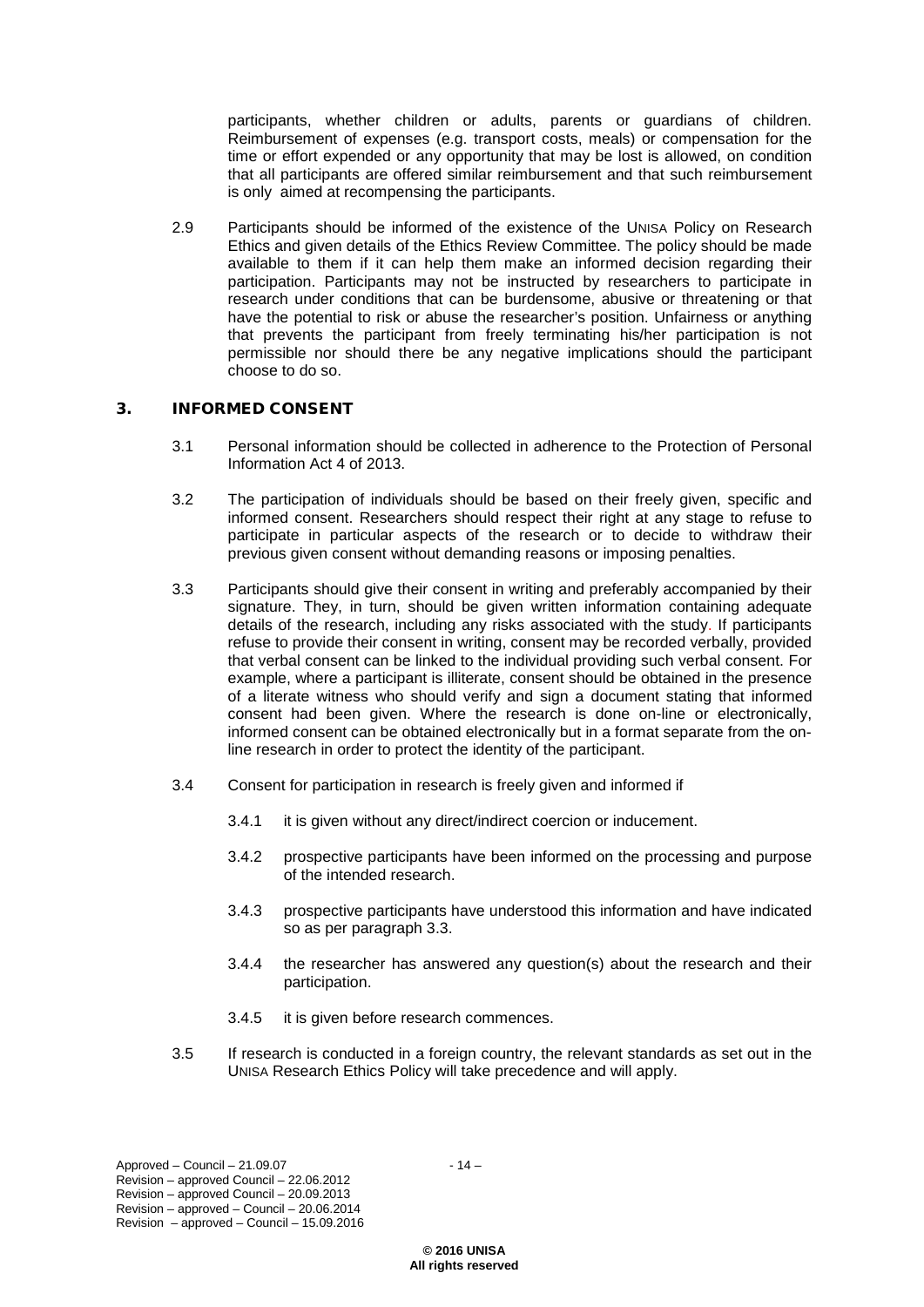participants, whether children or adults, parents or guardians of children. Reimbursement of expenses (e.g. transport costs, meals) or compensation for the time or effort expended or any opportunity that may be lost is allowed, on condition that all participants are offered similar reimbursement and that such reimbursement is only aimed at recompensing the participants.

2.9 Participants should be informed of the existence of the UNISA Policy on Research Ethics and given details of the Ethics Review Committee. The policy should be made available to them if it can help them make an informed decision regarding their participation. Participants may not be instructed by researchers to participate in research under conditions that can be burdensome, abusive or threatening or that have the potential to risk or abuse the researcher's position. Unfairness or anything that prevents the participant from freely terminating his/her participation is not permissible nor should there be any negative implications should the participant choose to do so.

## 3. INFORMED CONSENT

3.1 Personal information should be collected in adherence to the Protection of Personal Information Act 4 of 2013.

3.2 The participation of individuals should be based on their freely given, specific and informed consent. Researchers should respect their right at any stage to refuse to participate in particular aspects of the research or to decide to withdraw their previous given consent without demanding reasons or imposing penalties.

3.3 Participants should give their consent in writing and preferably accompanied by their signature. They, in turn, should be given written information containing adequate details of the research, including any risks associated with the study. If participants refuse to provide their consent in writing, consent may be recorded verbally, provided that verbal consent can be linked to the individual providing such verbal consent. For example, where a participant is illiterate, consent should be obtained in the presence of a literate witness who should verify and sign a document stating that informed consent had been given. Where the research is done on-line or electronically, informed consent can be obtained electronically but in a format separate from the on-line research in order to protect the identity of the participant.

3.4 Consent for participation in research is freely given and informed if

3.4.1 it is given without any direct/indirect coercion or inducement.

3.4.2 prospective participants have been informed on the processing and purpose of the intended research.

3.4.3 prospective participants have understood this information and have indicated so as per paragraph 3.3.

3.4.4 the researcher has answered any question(s) about the research and their participation.

3.4.5 it is given before research commences.

3.5 If research is conducted in a foreign country, the relevant standards as set out in the UNISA Research Ethics Policy will take precedence and will apply.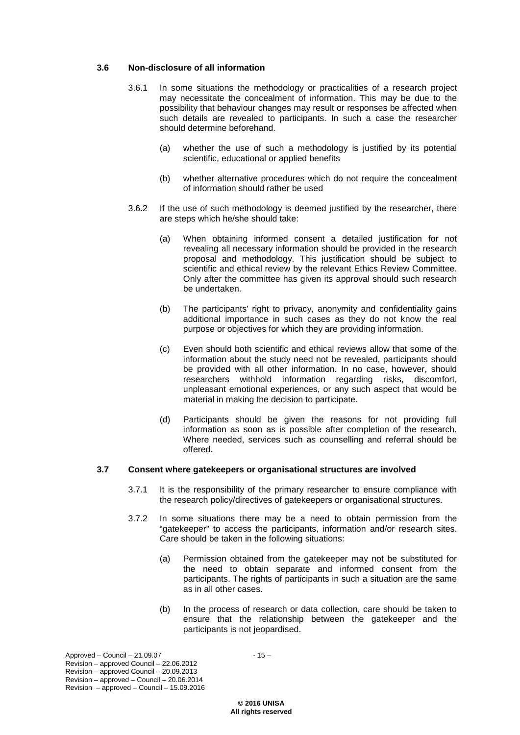### 3.6 Non-disclosure of all information

3.6.1 In some situations the methodology or practicalities of a research project may necessitate the concealment of information. This may be due to the possibility that behaviour changes may result or responses be affected when such details are revealed to participants. In such a case the researcher should determine beforehand.

(a) whether the use of such a methodology is justified by its potential scientific, educational or applied benefits

(b) whether alternative procedures which do not require the concealment of information should rather be used

3.6.2 If the use of such methodology is deemed justified by the researcher, there are steps which he/she should take:

(a) When obtaining informed consent a detailed justification for not revealing all necessary information should be provided in the research proposal and methodology. This justification should be subject to scientific and ethical review by the relevant Ethics Review Committee. Only after the committee has given its approval should such research be undertaken.

(b) The participants' right to privacy, anonymity and confidentiality gains additional importance in such cases as they do not know the real purpose or objectives for which they are providing information.

(c) Even should both scientific and ethical reviews allow that some of the information about the study need not be revealed, participants should be provided with all other information. In no case, however, should researchers withhold information regarding risks, discomfort, unpleasant emotional experiences, or any such aspect that would be material in making the decision to participate.

(d) Participants should be given the reasons for not providing full information as soon as is possible after completion of the research. Where needed, services such as counselling and referral should be offered.

### 3.7 Consent where gatekeepers or organisational structures are involved

3.7.1 It is the responsibility of the primary researcher to ensure compliance with the research policy/directives of gatekeepers or organisational structures.

3.7.2 In some situations there may be a need to obtain permission from the "gatekeeper" to access the participants, information and/or research sites. Care should be taken in the following situations:

(a) Permission obtained from the gatekeeper may not be substituted for the need to obtain separate and informed consent from the participants. The rights of participants in such a situation are the same as in all other cases.

(b) In the process of research or data collection, care should be taken to ensure that the relationship between the gatekeeper and the participants is not jeopardised.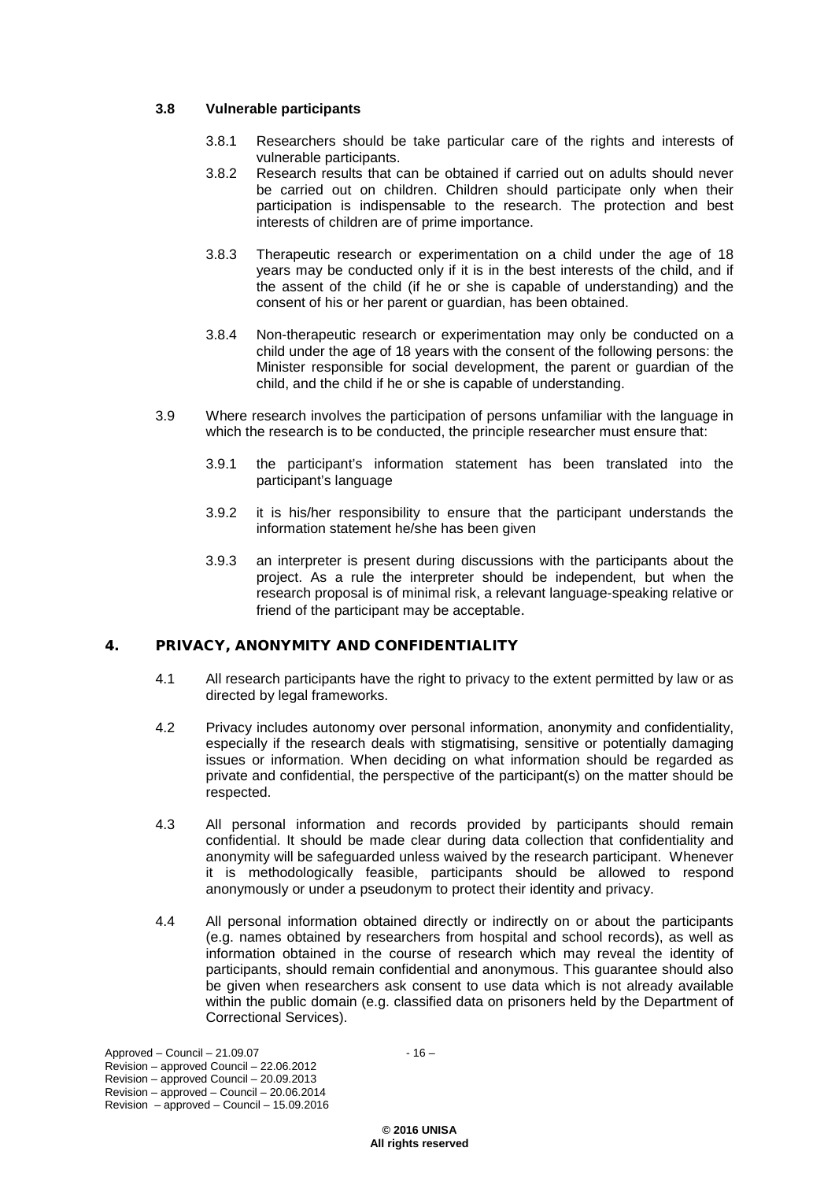### 3.8 Vulnerable participants

3.8.1 Researchers should be take particular care of the rights and interests of vulnerable participants.

3.8.2 Research results that can be obtained if carried out on adults should never be carried out on children. Children should participate only when their participation is indispensable to the research. The protection and best interests of children are of prime importance.

3.8.3 Therapeutic research or experimentation on a child under the age of 18 years may be conducted only if it is in the best interests of the child, and if the assent of the child (if he or she is capable of understanding) and the consent of his or her parent or guardian, has been obtained.

3.8.4 Non-therapeutic research or experimentation may only be conducted on a child under the age of 18 years with the consent of the following persons: the Minister responsible for social development, the parent or guardian of the child, and the child if he or she is capable of understanding.

3.9 Where research involves the participation of persons unfamiliar with the language in which the research is to be conducted, the principle researcher must ensure that:

3.9.1 the participant's information statement has been translated into the participant's language

3.9.2 it is his/her responsibility to ensure that the participant understands the information statement he/she has been given

3.9.3 an interpreter is present during discussions with the participants about the project. As a rule the interpreter should be independent, but when the research proposal is of minimal risk, a relevant language-speaking relative or friend of the participant may be acceptable.

## 4. PRIVACY, ANONYMITY AND CONFIDENTIALITY

4.1 All research participants have the right to privacy to the extent permitted by law or as directed by legal frameworks.

4.2 Privacy includes autonomy over personal information, anonymity and confidentiality, especially if the research deals with stigmatising, sensitive or potentially damaging issues or information. When deciding on what information should be regarded as private and confidential, the perspective of the participant(s) on the matter should be respected.

4.3 All personal information and records provided by participants should remain confidential. It should be made clear during data collection that confidentiality and anonymity will be safeguarded unless waived by the research participant. Whenever it is methodologically feasible, participants should be allowed to respond anonymously or under a pseudonym to protect their identity and privacy.

4.4 All personal information obtained directly or indirectly on or about the participants (e.g. names obtained by researchers from hospital and school records), as well as information obtained in the course of research which may reveal the identity of participants, should remain confidential and anonymous. This guarantee should also be given when researchers ask consent to use data which is not already available within the public domain (e.g. classified data on prisoners held by the Department of Correctional Services).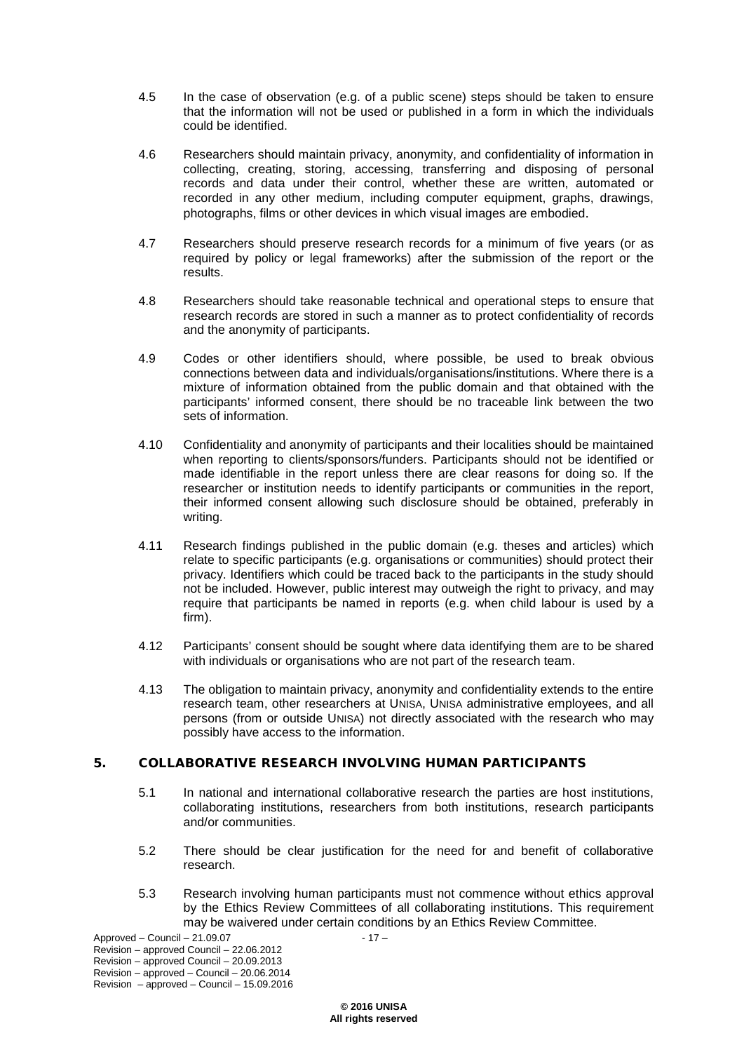4.5 In the case of observation (e.g. of a public scene) steps should be taken to ensure that the information will not be used or published in a form in which the individuals could be identified.

4.6 Researchers should maintain privacy, anonymity, and confidentiality of information in collecting, creating, storing, accessing, transferring and disposing of personal records and data under their control, whether these are written, automated or recorded in any other medium, including computer equipment, graphs, drawings, photographs, films or other devices in which visual images are embodied.

4.7 Researchers should preserve research records for a minimum of five years (or as required by policy or legal frameworks) after the submission of the report or the results.

4.8 Researchers should take reasonable technical and operational steps to ensure that research records are stored in such a manner as to protect confidentiality of records and the anonymity of participants.

4.9 Codes or other identifiers should, where possible, be used to break obvious connections between data and individuals/organisations/institutions. Where there is a mixture of information obtained from the public domain and that obtained with the participants' informed consent, there should be no traceable link between the two sets of information.

4.10 Confidentiality and anonymity of participants and their localities should be maintained when reporting to clients/sponsors/funders. Participants should not be identified or made identifiable in the report unless there are clear reasons for doing so. If the researcher or institution needs to identify participants or communities in the report, their informed consent allowing such disclosure should be obtained, preferably in writing.

4.11 Research findings published in the public domain (e.g. theses and articles) which relate to specific participants (e.g. organisations or communities) should protect their privacy. Identifiers which could be traced back to the participants in the study should not be included. However, public interest may outweigh the right to privacy, and may require that participants be named in reports (e.g. when child labour is used by a firm).

4.12 Participants' consent should be sought where data identifying them are to be shared with individuals or organisations who are not part of the research team.

4.13 The obligation to maintain privacy, anonymity and confidentiality extends to the entire research team, other researchers at UNISA, UNISA administrative employees, and all persons (from or outside UNISA) not directly associated with the research who may possibly have access to the information.

## 5. COLLABORATIVE RESEARCH INVOLVING HUMAN PARTICIPANTS

5.1 In national and international collaborative research the parties are host institutions, collaborating institutions, researchers from both institutions, research participants and/or communities.

5.2 There should be clear justification for the need for and benefit of collaborative research.

5.3 Research involving human participants must not commence without ethics approval by the Ethics Review Committees of all collaborating institutions. This requirement may be waivered under certain conditions by an Ethics Review Committee.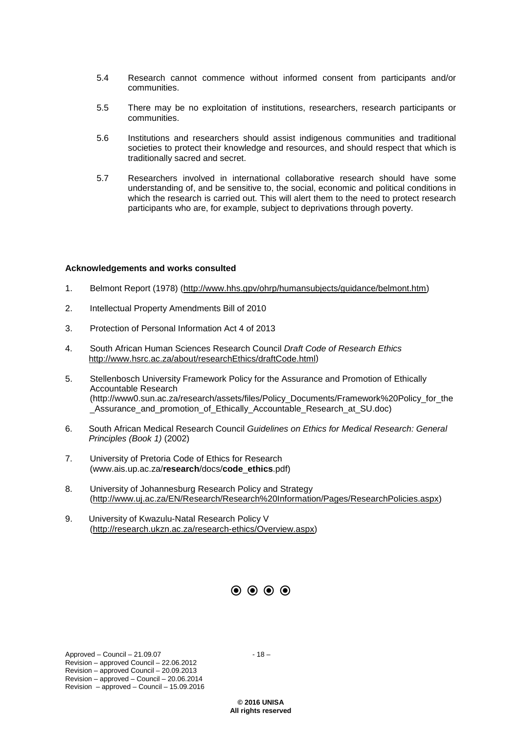5.4 Research cannot commence without informed consent from participants and/or communities.

5.5 There may be no exploitation of institutions, researchers, research participants or communities.

5.6 Institutions and researchers should assist indigenous communities and traditional societies to protect their knowledge and resources, and should respect that which is traditionally sacred and secret.

5.7 Researchers involved in international collaborative research should have some understanding of, and be sensitive to, the social, economic and political conditions in which the research is carried out. This will alert them to the need to protect research participants who are, for example, subject to deprivations through poverty.

**Acknowledgements and works consulted**

1. Belmont Report (1978) (http://www.hhs.gpv/ohrp/humansubjects/guidance/belmont.htm)

2. Intellectual Property Amendments Bill of 2010

3. Protection of Personal Information Act 4 of 2013

4. South African Human Sciences Research Council *Draft Code of Research Ethics* http://www.hsrc.ac.za/about/researchEthics/draftCode.html)

5. Stellenbosch University Framework Policy for the Assurance and Promotion of Ethically Accountable Research (http://www0.sun.ac.za/research/assets/files/Policy_Documents/Framework%20Policy_for_the_Assurance_and_promotion_of_Ethically_Accountable_Research_at_SU.doc)

6. South African Medical Research Council *Guidelines on Ethics for Medical Research: General Principles (Book 1)* (2002)

7. University of Pretoria Code of Ethics for Research (www.ais.up.ac.za/**research**/docs/**code_ethics**.pdf)

8. University of Johannesburg Research Policy and Strategy (http://www.uj.ac.za/EN/Research/Research%20Information/Pages/ResearchPolicies.aspx)

9. University of Kwazulu-Natal Research Policy V (http://research.ukzn.ac.za/research-ethics/Overview.aspx)

⦿ ⦿ ⦿ ⦿

Approved – Council – 21.09.07
Revision – approved Council – 22.06.2012
Revision – approved Council – 20.09.2013
Revision – approved – Council – 20.06.2014
Revision – approved – Council – 15.09.2016

**© 2016 UNISA**
**All rights reserved**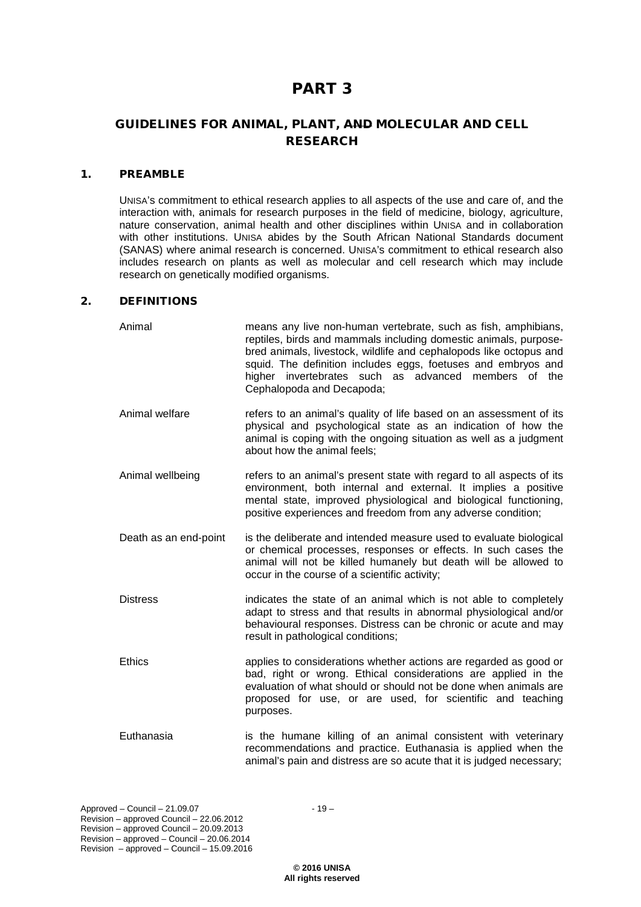# PART 3

## GUIDELINES FOR ANIMAL, PLANT, ~~AND~~ MOLECULAR AND CELL RESEARCH

### 1. PREAMBLE

UNISA's commitment to ethical research applies to all aspects of the use and care of, and the interaction with, animals for research purposes in the field of medicine, biology, agriculture, nature conservation, animal health and other disciplines within UNISA and in collaboration with other institutions. UNISA abides by the South African National Standards document (SANAS) where animal research is concerned. UNISA's commitment to ethical research also includes research on plants as well as molecular and cell research which may include research on genetically modified organisms.

### 2. DEFINITIONS

| | |
|---|---|
| Animal | means any live non-human vertebrate, such as fish, amphibians, reptiles, birds and mammals including domestic animals, purpose-bred animals, livestock, wildlife and cephalopods like octopus and squid. The definition includes eggs, foetuses and embryos and higher invertebrates such as advanced members of the Cephalopoda and Decapoda; |
| Animal welfare | refers to an animal's quality of life based on an assessment of its physical and psychological state as an indication of how the animal is coping with the ongoing situation as well as a judgment about how the animal feels; |
| Animal wellbeing | refers to an animal's present state with regard to all aspects of its environment, both internal and external. It implies a positive mental state, improved physiological and biological functioning, positive experiences and freedom from any adverse condition; |
| Death as an end-point | is the deliberate and intended measure used to evaluate biological or chemical processes, responses or effects. In such cases the animal will not be killed humanely but death will be allowed to occur in the course of a scientific activity; |
| Distress | indicates the state of an animal which is not able to completely adapt to stress and that results in abnormal physiological and/or behavioural responses. Distress can be chronic or acute and may result in pathological conditions; |
| Ethics | applies to considerations whether actions are regarded as good or bad, right or wrong. Ethical considerations are applied in the evaluation of what should or should not be done when animals are proposed for use, or are used, for scientific and teaching purposes. |
| Euthanasia | is the humane killing of an animal consistent with veterinary recommendations and practice. Euthanasia is applied when the animal's pain and distress are so acute that it is judged necessary; |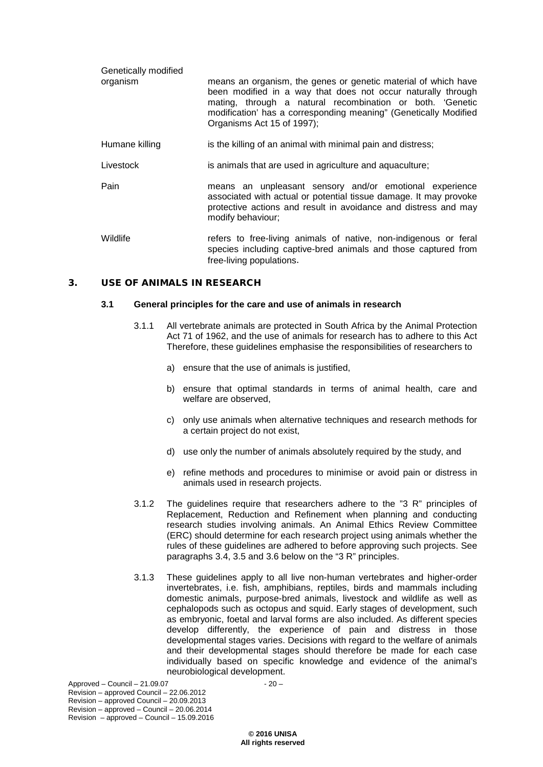**Genetically modified organism** means an organism, the genes or genetic material of which have been modified in a way that does not occur naturally through mating, through a natural recombination or both. 'Genetic modification' has a corresponding meaning" (Genetically Modified Organisms Act 15 of 1997);

**Humane killing** is the killing of an animal with minimal pain and distress;

**Livestock** is animals that are used in agriculture and aquaculture;

**Pain** means an unpleasant sensory and/or emotional experience associated with actual or potential tissue damage. It may provoke protective actions and result in avoidance and distress and may modify behaviour;

**Wildlife** refers to free-living animals of native, non-indigenous or feral species including captive-bred animals and those captured from free-living populations.

## 3. USE OF ANIMALS IN RESEARCH

### 3.1 General principles for the care and use of animals in research

3.1.1 All vertebrate animals are protected in South Africa by the Animal Protection Act 71 of 1962, and the use of animals for research has to adhere to this Act Therefore, these guidelines emphasise the responsibilities of researchers to

a) ensure that the use of animals is justified,

b) ensure that optimal standards in terms of animal health, care and welfare are observed,

c) only use animals when alternative techniques and research methods for a certain project do not exist,

d) use only the number of animals absolutely required by the study, and

e) refine methods and procedures to minimise or avoid pain or distress in animals used in research projects.

3.1.2 The guidelines require that researchers adhere to the "3 R" principles of Replacement, Reduction and Refinement when planning and conducting research studies involving animals. An Animal Ethics Review Committee (ERC) should determine for each research project using animals whether the rules of these guidelines are adhered to before approving such projects. See paragraphs 3.4, 3.5 and 3.6 below on the "3 R" principles.

3.1.3 These guidelines apply to all live non-human vertebrates and higher-order invertebrates, i.e. fish, amphibians, reptiles, birds and mammals including domestic animals, purpose-bred animals, livestock and wildlife as well as cephalopods such as octopus and squid. Early stages of development, such as embryonic, foetal and larval forms are also included. As different species develop differently, the experience of pain and distress in those developmental stages varies. Decisions with regard to the welfare of animals and their developmental stages should therefore be made for each case individually based on specific knowledge and evidence of the animal's neurobiological development.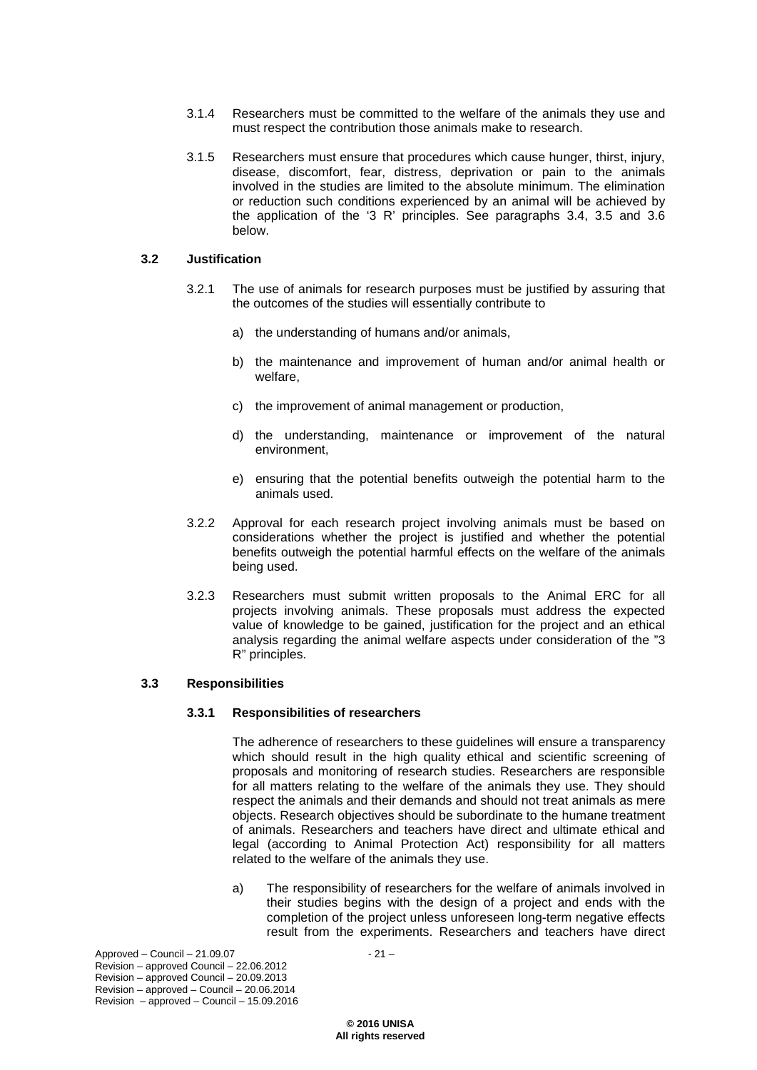3.1.4 Researchers must be committed to the welfare of the animals they use and must respect the contribution those animals make to research.

3.1.5 Researchers must ensure that procedures which cause hunger, thirst, injury, disease, discomfort, fear, distress, deprivation or pain to the animals involved in the studies are limited to the absolute minimum. The elimination or reduction such conditions experienced by an animal will be achieved by the application of the '3 R' principles. See paragraphs 3.4, 3.5 and 3.6 below.

### 3.2 Justification

3.2.1 The use of animals for research purposes must be justified by assuring that the outcomes of the studies will essentially contribute to

a) the understanding of humans and/or animals,

b) the maintenance and improvement of human and/or animal health or welfare,

c) the improvement of animal management or production,

d) the understanding, maintenance or improvement of the natural environment,

e) ensuring that the potential benefits outweigh the potential harm to the animals used.

3.2.2 Approval for each research project involving animals must be based on considerations whether the project is justified and whether the potential benefits outweigh the potential harmful effects on the welfare of the animals being used.

3.2.3 Researchers must submit written proposals to the Animal ERC for all projects involving animals. These proposals must address the expected value of knowledge to be gained, justification for the project and an ethical analysis regarding the animal welfare aspects under consideration of the "3 R" principles.

### 3.3 Responsibilities

#### 3.3.1 Responsibilities of researchers

The adherence of researchers to these guidelines will ensure a transparency which should result in the high quality ethical and scientific screening of proposals and monitoring of research studies. Researchers are responsible for all matters relating to the welfare of the animals they use. They should respect the animals and their demands and should not treat animals as mere objects. Research objectives should be subordinate to the humane treatment of animals. Researchers and teachers have direct and ultimate ethical and legal (according to Animal Protection Act) responsibility for all matters related to the welfare of the animals they use.

a) The responsibility of researchers for the welfare of animals involved in their studies begins with the design of a project and ends with the completion of the project unless unforeseen long-term negative effects result from the experiments. Researchers and teachers have direct

Approved – Council – 21.09.07
Revision – approved Council – 22.06.2012
Revision – approved Council – 20.09.2013
Revision – approved – Council – 20.06.2014
Revision – approved – Council – 15.09.2016

**© 2016 UNISA**
**All rights reserved**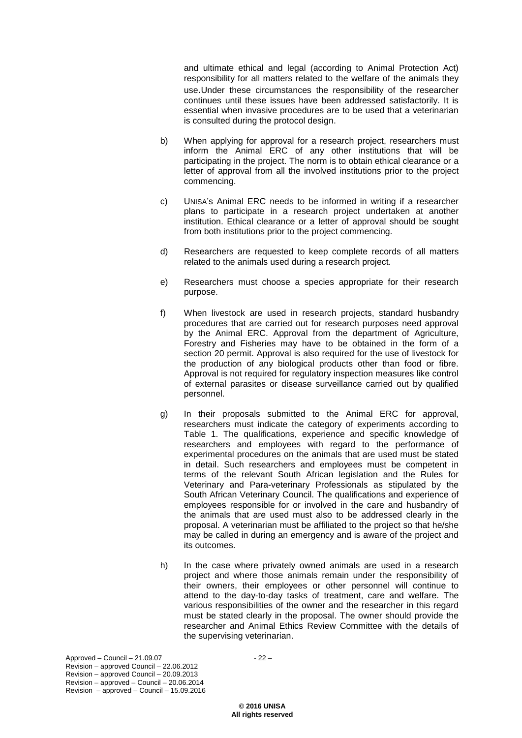and ultimate ethical and legal (according to Animal Protection Act) responsibility for all matters related to the welfare of the animals they use.Under these circumstances the responsibility of the researcher continues until these issues have been addressed satisfactorily. It is essential when invasive procedures are to be used that a veterinarian is consulted during the protocol design.

b) When applying for approval for a research project, researchers must inform the Animal ERC of any other institutions that will be participating in the project. The norm is to obtain ethical clearance or a letter of approval from all the involved institutions prior to the project commencing.

c) UNISA's Animal ERC needs to be informed in writing if a researcher plans to participate in a research project undertaken at another institution. Ethical clearance or a letter of approval should be sought from both institutions prior to the project commencing.

d) Researchers are requested to keep complete records of all matters related to the animals used during a research project.

e) Researchers must choose a species appropriate for their research purpose.

f) When livestock are used in research projects, standard husbandry procedures that are carried out for research purposes need approval by the Animal ERC. Approval from the department of Agriculture, Forestry and Fisheries may have to be obtained in the form of a section 20 permit. Approval is also required for the use of livestock for the production of any biological products other than food or fibre. Approval is not required for regulatory inspection measures like control of external parasites or disease surveillance carried out by qualified personnel.

g) In their proposals submitted to the Animal ERC for approval, researchers must indicate the category of experiments according to Table 1. The qualifications, experience and specific knowledge of researchers and employees with regard to the performance of experimental procedures on the animals that are used must be stated in detail. Such researchers and employees must be competent in terms of the relevant South African legislation and the Rules for Veterinary and Para-veterinary Professionals as stipulated by the South African Veterinary Council. The qualifications and experience of employees responsible for or involved in the care and husbandry of the animals that are used must also to be addressed clearly in the proposal. A veterinarian must be affiliated to the project so that he/she may be called in during an emergency and is aware of the project and its outcomes.

h) In the case where privately owned animals are used in a research project and where those animals remain under the responsibility of their owners, their employees or other personnel will continue to attend to the day-to-day tasks of treatment, care and welfare. The various responsibilities of the owner and the researcher in this regard must be stated clearly in the proposal. The owner should provide the researcher and Animal Ethics Review Committee with the details of the supervising veterinarian.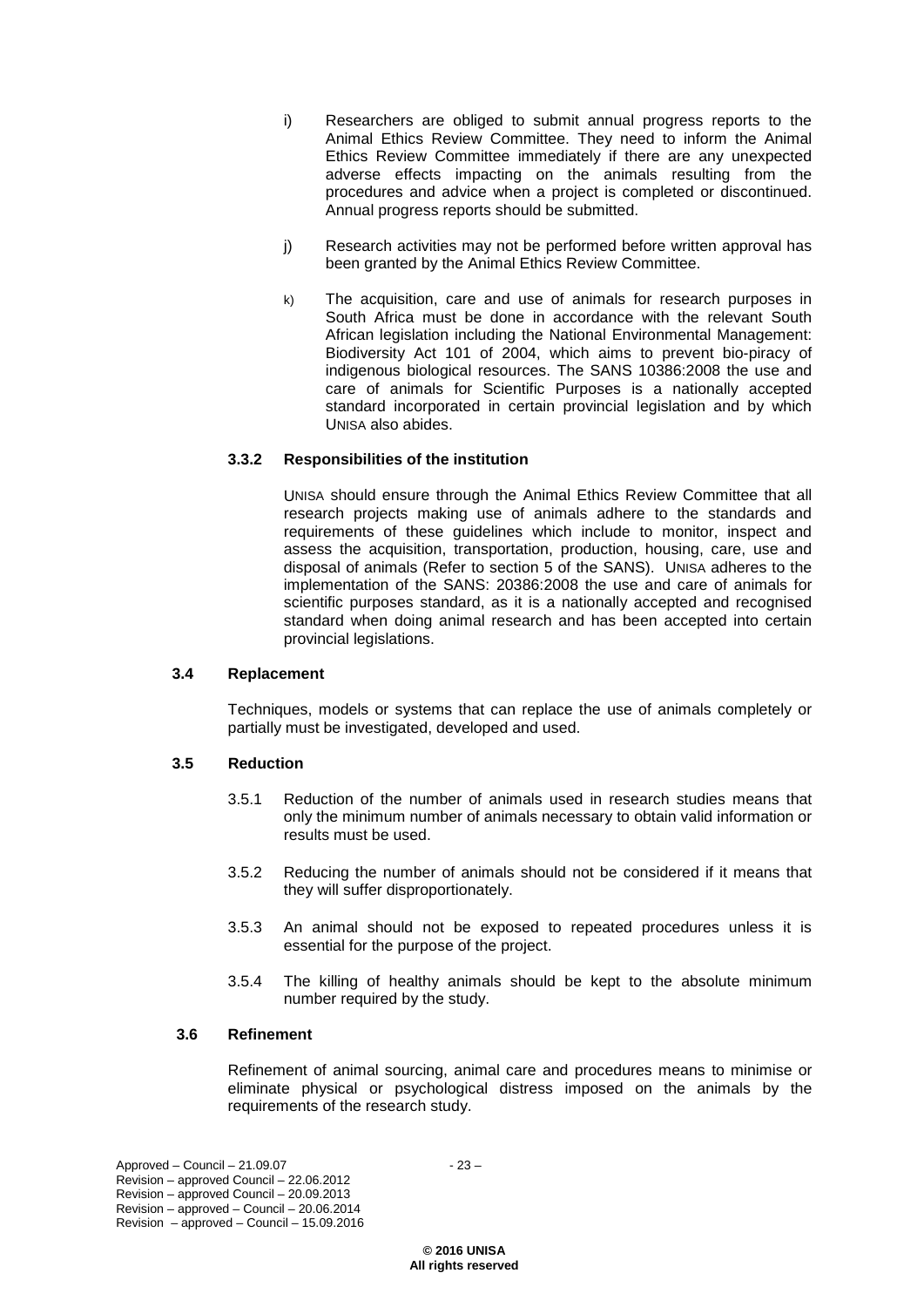i) Researchers are obliged to submit annual progress reports to the Animal Ethics Review Committee. They need to inform the Animal Ethics Review Committee immediately if there are any unexpected adverse effects impacting on the animals resulting from the procedures and advice when a project is completed or discontinued. Annual progress reports should be submitted.

j) Research activities may not be performed before written approval has been granted by the Animal Ethics Review Committee.

k) The acquisition, care and use of animals for research purposes in South Africa must be done in accordance with the relevant South African legislation including the National Environmental Management: Biodiversity Act 101 of 2004, which aims to prevent bio-piracy of indigenous biological resources. The SANS 10386:2008 the use and care of animals for Scientific Purposes is a nationally accepted standard incorporated in certain provincial legislation and by which UNISA also abides.

#### 3.3.2 Responsibilities of the institution

UNISA should ensure through the Animal Ethics Review Committee that all research projects making use of animals adhere to the standards and requirements of these guidelines which include to monitor, inspect and assess the acquisition, transportation, production, housing, care, use and disposal of animals (Refer to section 5 of the SANS). UNISA adheres to the implementation of the SANS: 20386:2008 the use and care of animals for scientific purposes standard, as it is a nationally accepted and recognised standard when doing animal research and has been accepted into certain provincial legislations.

### 3.4 Replacement

Techniques, models or systems that can replace the use of animals completely or partially must be investigated, developed and used.

### 3.5 Reduction

3.5.1 Reduction of the number of animals used in research studies means that only the minimum number of animals necessary to obtain valid information or results must be used.

3.5.2 Reducing the number of animals should not be considered if it means that they will suffer disproportionately.

3.5.3 An animal should not be exposed to repeated procedures unless it is essential for the purpose of the project.

3.5.4 The killing of healthy animals should be kept to the absolute minimum number required by the study.

### 3.6 Refinement

Refinement of animal sourcing, animal care and procedures means to minimise or eliminate physical or psychological distress imposed on the animals by the requirements of the research study.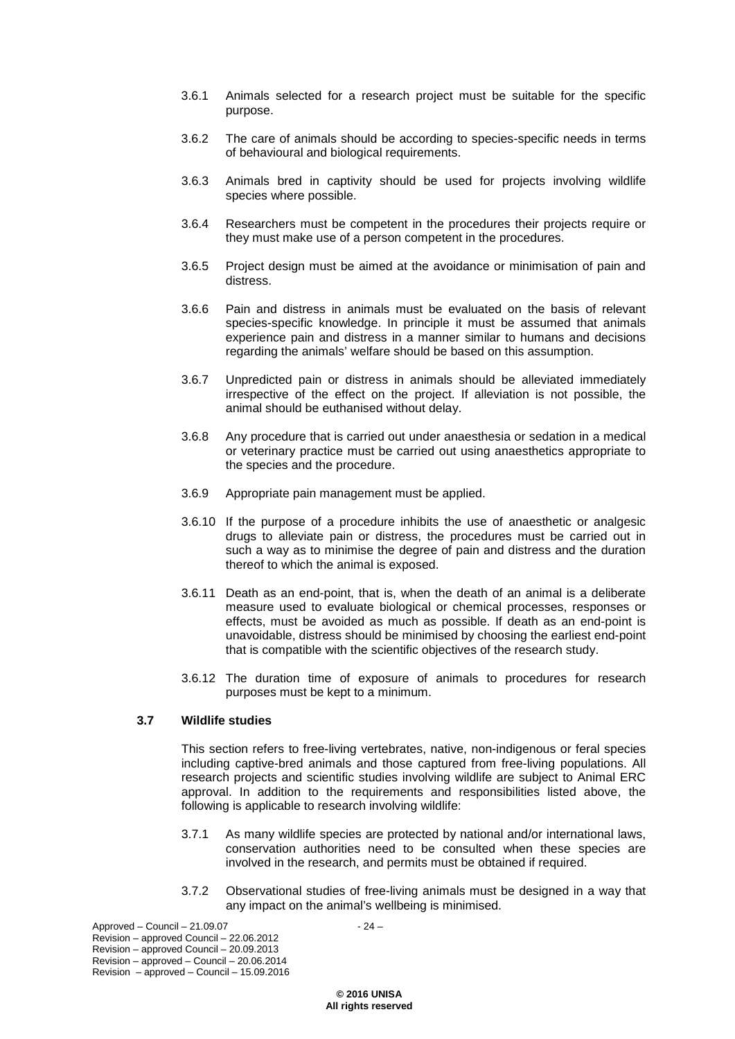3.6.1 Animals selected for a research project must be suitable for the specific purpose.

3.6.2 The care of animals should be according to species-specific needs in terms of behavioural and biological requirements.

3.6.3 Animals bred in captivity should be used for projects involving wildlife species where possible.

3.6.4 Researchers must be competent in the procedures their projects require or they must make use of a person competent in the procedures.

3.6.5 Project design must be aimed at the avoidance or minimisation of pain and distress.

3.6.6 Pain and distress in animals must be evaluated on the basis of relevant species-specific knowledge. In principle it must be assumed that animals experience pain and distress in a manner similar to humans and decisions regarding the animals' welfare should be based on this assumption.

3.6.7 Unpredicted pain or distress in animals should be alleviated immediately irrespective of the effect on the project. If alleviation is not possible, the animal should be euthanised without delay.

3.6.8 Any procedure that is carried out under anaesthesia or sedation in a medical or veterinary practice must be carried out using anaesthetics appropriate to the species and the procedure.

3.6.9 Appropriate pain management must be applied.

3.6.10 If the purpose of a procedure inhibits the use of anaesthetic or analgesic drugs to alleviate pain or distress, the procedures must be carried out in such a way as to minimise the degree of pain and distress and the duration thereof to which the animal is exposed.

3.6.11 Death as an end-point, that is, when the death of an animal is a deliberate measure used to evaluate biological or chemical processes, responses or effects, must be avoided as much as possible. If death as an end-point is unavoidable, distress should be minimised by choosing the earliest end-point that is compatible with the scientific objectives of the research study.

3.6.12 The duration time of exposure of animals to procedures for research purposes must be kept to a minimum.

### 3.7 Wildlife studies

This section refers to free-living vertebrates, native, non-indigenous or feral species including captive-bred animals and those captured from free-living populations. All research projects and scientific studies involving wildlife are subject to Animal ERC approval. In addition to the requirements and responsibilities listed above, the following is applicable to research involving wildlife:

3.7.1 As many wildlife species are protected by national and/or international laws, conservation authorities need to be consulted when these species are involved in the research, and permits must be obtained if required.

3.7.2 Observational studies of free-living animals must be designed in a way that any impact on the animal's wellbeing is minimised.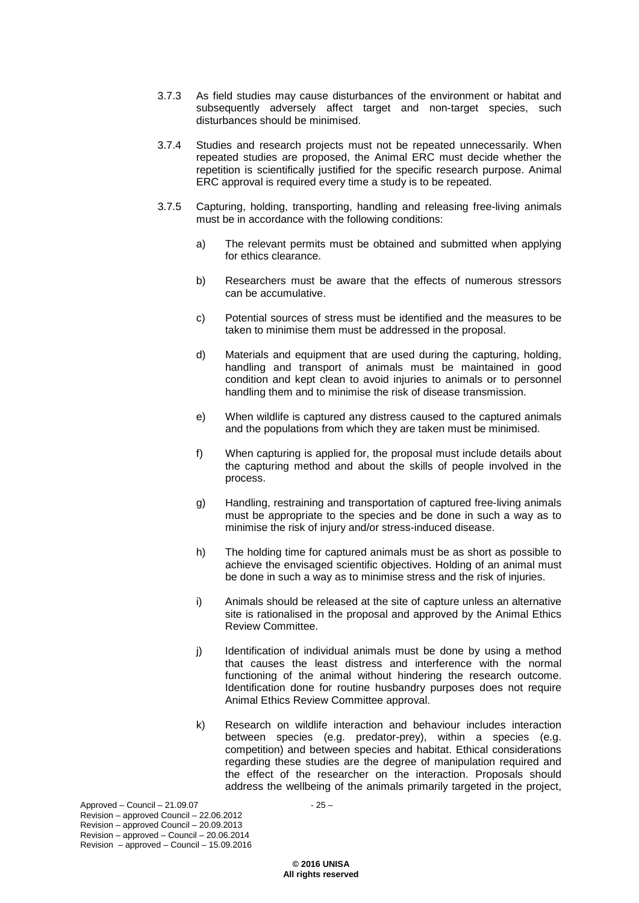3.7.3 As field studies may cause disturbances of the environment or habitat and subsequently adversely affect target and non-target species, such disturbances should be minimised.

3.7.4 Studies and research projects must not be repeated unnecessarily. When repeated studies are proposed, the Animal ERC must decide whether the repetition is scientifically justified for the specific research purpose. Animal ERC approval is required every time a study is to be repeated.

3.7.5 Capturing, holding, transporting, handling and releasing free-living animals must be in accordance with the following conditions:

a) The relevant permits must be obtained and submitted when applying for ethics clearance.

b) Researchers must be aware that the effects of numerous stressors can be accumulative.

c) Potential sources of stress must be identified and the measures to be taken to minimise them must be addressed in the proposal.

d) Materials and equipment that are used during the capturing, holding, handling and transport of animals must be maintained in good condition and kept clean to avoid injuries to animals or to personnel handling them and to minimise the risk of disease transmission.

e) When wildlife is captured any distress caused to the captured animals and the populations from which they are taken must be minimised.

f) When capturing is applied for, the proposal must include details about the capturing method and about the skills of people involved in the process.

g) Handling, restraining and transportation of captured free-living animals must be appropriate to the species and be done in such a way as to minimise the risk of injury and/or stress-induced disease.

h) The holding time for captured animals must be as short as possible to achieve the envisaged scientific objectives. Holding of an animal must be done in such a way as to minimise stress and the risk of injuries.

i) Animals should be released at the site of capture unless an alternative site is rationalised in the proposal and approved by the Animal Ethics Review Committee.

j) Identification of individual animals must be done by using a method that causes the least distress and interference with the normal functioning of the animal without hindering the research outcome. Identification done for routine husbandry purposes does not require Animal Ethics Review Committee approval.

k) Research on wildlife interaction and behaviour includes interaction between species (e.g. predator-prey), within a species (e.g. competition) and between species and habitat. Ethical considerations regarding these studies are the degree of manipulation required and the effect of the researcher on the interaction. Proposals should address the wellbeing of the animals primarily targeted in the project,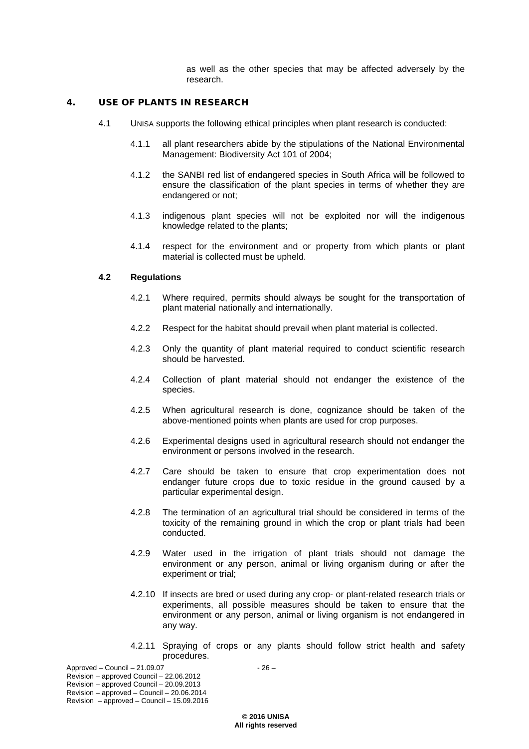as well as the other species that may be affected adversely by the research.

## 4. USE OF PLANTS IN RESEARCH

4.1 UNISA supports the following ethical principles when plant research is conducted:

4.1.1 all plant researchers abide by the stipulations of the National Environmental Management: Biodiversity Act 101 of 2004;

4.1.2 the SANBI red list of endangered species in South Africa will be followed to ensure the classification of the plant species in terms of whether they are endangered or not;

4.1.3 indigenous plant species will not be exploited nor will the indigenous knowledge related to the plants;

4.1.4 respect for the environment and or property from which plants or plant material is collected must be upheld.

### 4.2 Regulations

4.2.1 Where required, permits should always be sought for the transportation of plant material nationally and internationally.

4.2.2 Respect for the habitat should prevail when plant material is collected.

4.2.3 Only the quantity of plant material required to conduct scientific research should be harvested.

4.2.4 Collection of plant material should not endanger the existence of the species.

4.2.5 When agricultural research is done, cognizance should be taken of the above-mentioned points when plants are used for crop purposes.

4.2.6 Experimental designs used in agricultural research should not endanger the environment or persons involved in the research.

4.2.7 Care should be taken to ensure that crop experimentation does not endanger future crops due to toxic residue in the ground caused by a particular experimental design.

4.2.8 The termination of an agricultural trial should be considered in terms of the toxicity of the remaining ground in which the crop or plant trials had been conducted.

4.2.9 Water used in the irrigation of plant trials should not damage the environment or any person, animal or living organism during or after the experiment or trial;

4.2.10 If insects are bred or used during any crop- or plant-related research trials or experiments, all possible measures should be taken to ensure that the environment or any person, animal or living organism is not endangered in any way.

4.2.11 Spraying of crops or any plants should follow strict health and safety procedures.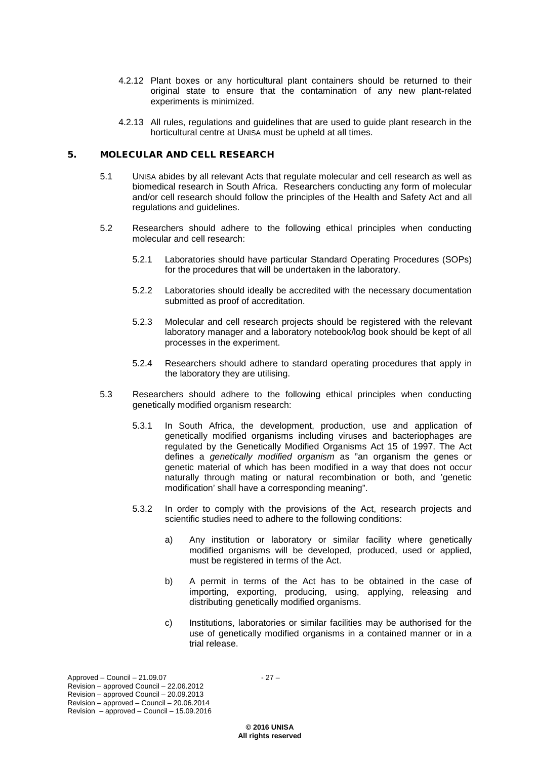4.2.12 Plant boxes or any horticultural plant containers should be returned to their original state to ensure that the contamination of any new plant-related experiments is minimized.

4.2.13 All rules, regulations and guidelines that are used to guide plant research in the horticultural centre at UNISA must be upheld at all times.

## 5. MOLECULAR AND CELL RESEARCH

5.1 UNISA abides by all relevant Acts that regulate molecular and cell research as well as biomedical research in South Africa. Researchers conducting any form of molecular and/or cell research should follow the principles of the Health and Safety Act and all regulations and guidelines.

5.2 Researchers should adhere to the following ethical principles when conducting molecular and cell research:

5.2.1 Laboratories should have particular Standard Operating Procedures (SOPs) for the procedures that will be undertaken in the laboratory.

5.2.2 Laboratories should ideally be accredited with the necessary documentation submitted as proof of accreditation.

5.2.3 Molecular and cell research projects should be registered with the relevant laboratory manager and a laboratory notebook/log book should be kept of all processes in the experiment.

5.2.4 Researchers should adhere to standard operating procedures that apply in the laboratory they are utilising.

5.3 Researchers should adhere to the following ethical principles when conducting genetically modified organism research:

5.3.1 In South Africa, the development, production, use and application of genetically modified organisms including viruses and bacteriophages are regulated by the Genetically Modified Organisms Act 15 of 1997. The Act defines a *genetically modified organism* as "an organism the genes or genetic material of which has been modified in a way that does not occur naturally through mating or natural recombination or both, and 'genetic modification' shall have a corresponding meaning".

5.3.2 In order to comply with the provisions of the Act, research projects and scientific studies need to adhere to the following conditions:

a) Any institution or laboratory or similar facility where genetically modified organisms will be developed, produced, used or applied, must be registered in terms of the Act.

b) A permit in terms of the Act has to be obtained in the case of importing, exporting, producing, using, applying, releasing and distributing genetically modified organisms.

c) Institutions, laboratories or similar facilities may be authorised for the use of genetically modified organisms in a contained manner or in a trial release.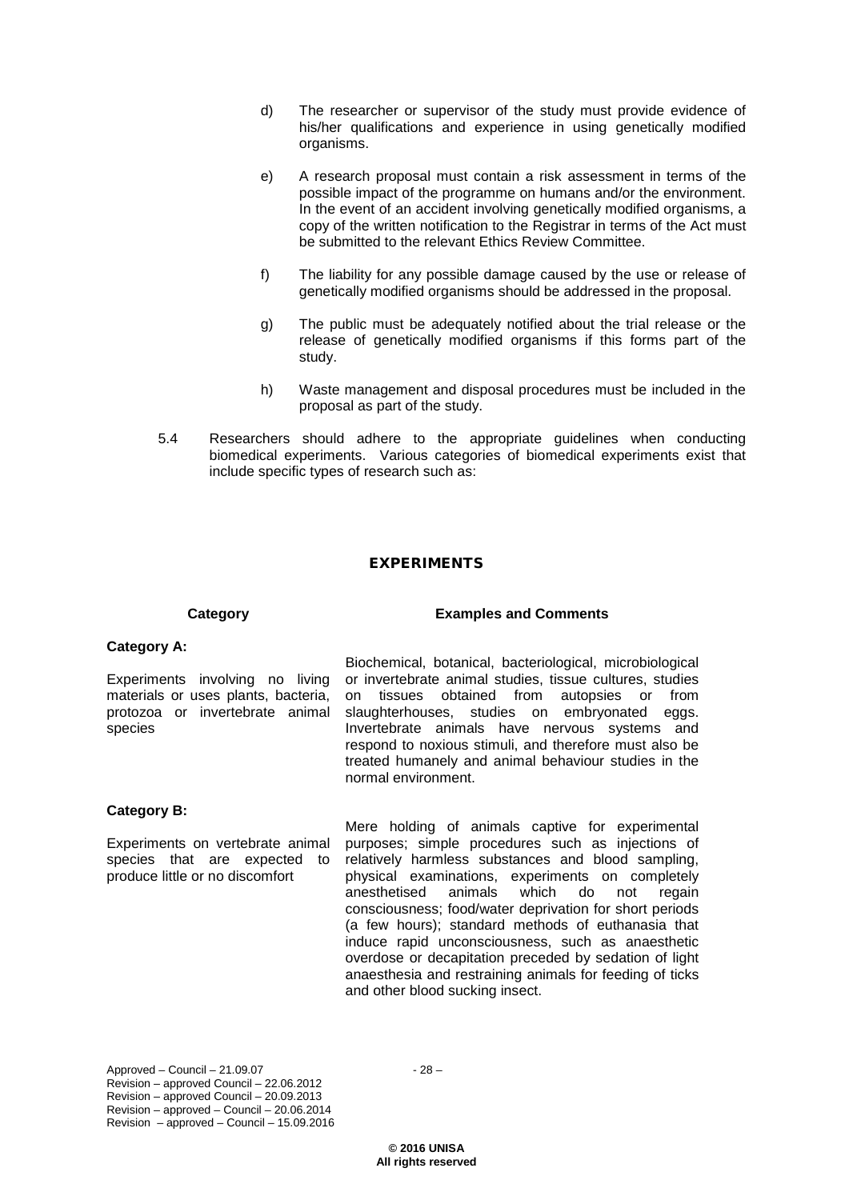d) The researcher or supervisor of the study must provide evidence of his/her qualifications and experience in using genetically modified organisms.

e) A research proposal must contain a risk assessment in terms of the possible impact of the programme on humans and/or the environment. In the event of an accident involving genetically modified organisms, a copy of the written notification to the Registrar in terms of the Act must be submitted to the relevant Ethics Review Committee.

f) The liability for any possible damage caused by the use or release of genetically modified organisms should be addressed in the proposal.

g) The public must be adequately notified about the trial release or the release of genetically modified organisms if this forms part of the study.

h) Waste management and disposal procedures must be included in the proposal as part of the study.

5.4 Researchers should adhere to the appropriate guidelines when conducting biomedical experiments. Various categories of biomedical experiments exist that include specific types of research such as:

## EXPERIMENTS

| Category | Examples and Comments |
|---|---|
| **Category A:**<br><br>Experiments involving no living materials or uses plants, bacteria, protozoa or invertebrate animal species | Biochemical, botanical, bacteriological, microbiological or invertebrate animal studies, tissue cultures, studies on tissues obtained from autopsies or from slaughterhouses, studies on embryonated eggs. Invertebrate animals have nervous systems and respond to noxious stimuli, and therefore must also be treated humanely and animal behaviour studies in the normal environment. |
| **Category B:**<br><br>Experiments on vertebrate animal species that are expected to produce little or no discomfort | Mere holding of animals captive for experimental purposes; simple procedures such as injections of relatively harmless substances and blood sampling, physical examinations, experiments on completely anesthetised animals which do not regain consciousness; food/water deprivation for short periods (a few hours); standard methods of euthanasia that induce rapid unconsciousness, such as anaesthetic overdose or decapitation preceded by sedation of light anaesthesia and restraining animals for feeding of ticks and other blood sucking insect. |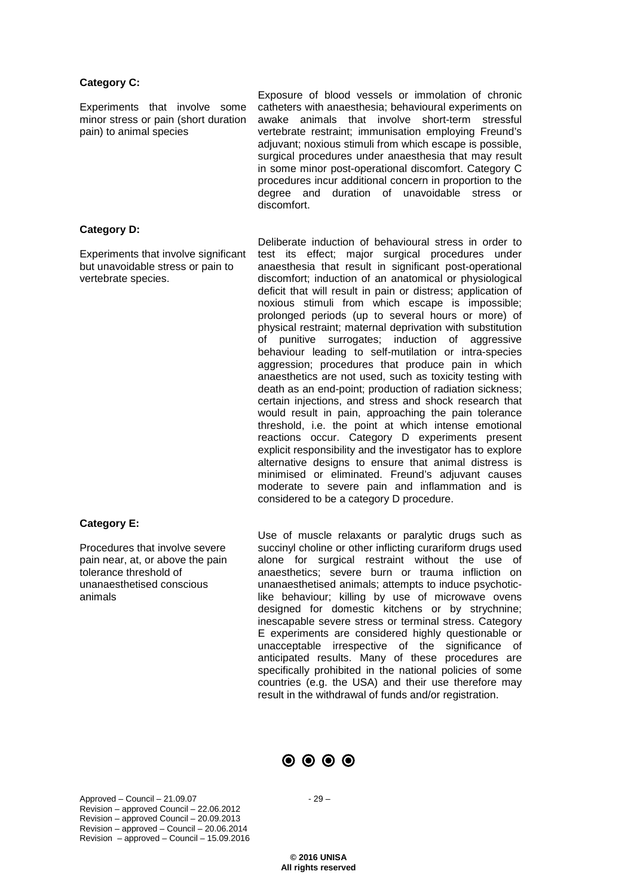**Category C:**

Experiments that involve some minor stress or pain (short duration pain) to animal species

Exposure of blood vessels or immolation of chronic catheters with anaesthesia; behavioural experiments on awake animals that involve short-term stressful vertebrate restraint; immunisation employing Freund's adjuvant; noxious stimuli from which escape is possible, surgical procedures under anaesthesia that may result in some minor post-operational discomfort. Category C procedures incur additional concern in proportion to the degree and duration of unavoidable stress or discomfort.

**Category D:**

Experiments that involve significant but unavoidable stress or pain to vertebrate species.

Deliberate induction of behavioural stress in order to test its effect; major surgical procedures under anaesthesia that result in significant post-operational discomfort; induction of an anatomical or physiological deficit that will result in pain or distress; application of noxious stimuli from which escape is impossible; prolonged periods (up to several hours or more) of physical restraint; maternal deprivation with substitution of punitive surrogates; induction of aggressive behaviour leading to self-mutilation or intra-species aggression; procedures that produce pain in which anaesthetics are not used, such as toxicity testing with death as an end-point; production of radiation sickness; certain injections, and stress and shock research that would result in pain, approaching the pain tolerance threshold, i.e. the point at which intense emotional reactions occur. Category D experiments present explicit responsibility and the investigator has to explore alternative designs to ensure that animal distress is minimised or eliminated. Freund's adjuvant causes moderate to severe pain and inflammation and is considered to be a category D procedure.

**Category E:**

Procedures that involve severe pain near, at, or above the pain tolerance threshold of unanaesthetised conscious animals

Use of muscle relaxants or paralytic drugs such as succinyl choline or other inflicting curariform drugs used alone for surgical restraint without the use of anaesthetics; severe burn or trauma infliction on unanaesthetised animals; attempts to induce psychotic-like behaviour; killing by use of microwave ovens designed for domestic kitchens or by strychnine; inescapable severe stress or terminal stress. Category E experiments are considered highly questionable or unacceptable irrespective of the significance of anticipated results. Many of these procedures are specifically prohibited in the national policies of some countries (e.g. the USA) and their use therefore may result in the withdrawal of funds and/or registration.

◉ ◉ ◉ ◉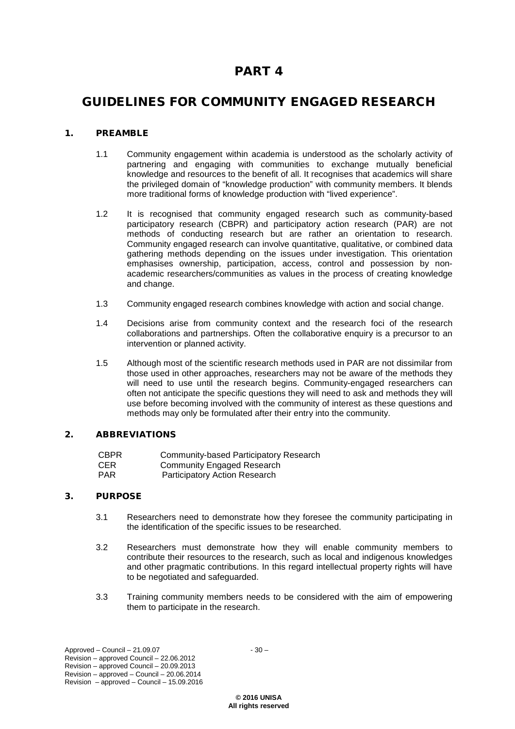# PART 4

# GUIDELINES FOR COMMUNITY ENGAGED RESEARCH

## 1. PREAMBLE

1.1 Community engagement within academia is understood as the scholarly activity of partnering and engaging with communities to exchange mutually beneficial knowledge and resources to the benefit of all. It recognises that academics will share the privileged domain of "knowledge production" with community members. It blends more traditional forms of knowledge production with "lived experience".

1.2 It is recognised that community engaged research such as community-based participatory research (CBPR) and participatory action research (PAR) are not methods of conducting research but are rather an orientation to research. Community engaged research can involve quantitative, qualitative, or combined data gathering methods depending on the issues under investigation. This orientation emphasises ownership, participation, access, control and possession by non-academic researchers/communities as values in the process of creating knowledge and change.

1.3 Community engaged research combines knowledge with action and social change.

1.4 Decisions arise from community context and the research foci of the research collaborations and partnerships. Often the collaborative enquiry is a precursor to an intervention or planned activity.

1.5 Although most of the scientific research methods used in PAR are not dissimilar from those used in other approaches, researchers may not be aware of the methods they will need to use until the research begins. Community-engaged researchers can often not anticipate the specific questions they will need to ask and methods they will use before becoming involved with the community of interest as these questions and methods may only be formulated after their entry into the community.

## 2. ABBREVIATIONS

| | |
|---|---|
| CBPR | Community-based Participatory Research |
| CER | Community Engaged Research |
| PAR | Participatory Action Research |

## 3. PURPOSE

3.1 Researchers need to demonstrate how they foresee the community participating in the identification of the specific issues to be researched.

3.2 Researchers must demonstrate how they will enable community members to contribute their resources to the research, such as local and indigenous knowledges and other pragmatic contributions. In this regard intellectual property rights will have to be negotiated and safeguarded.

3.3 Training community members needs to be considered with the aim of empowering them to participate in the research.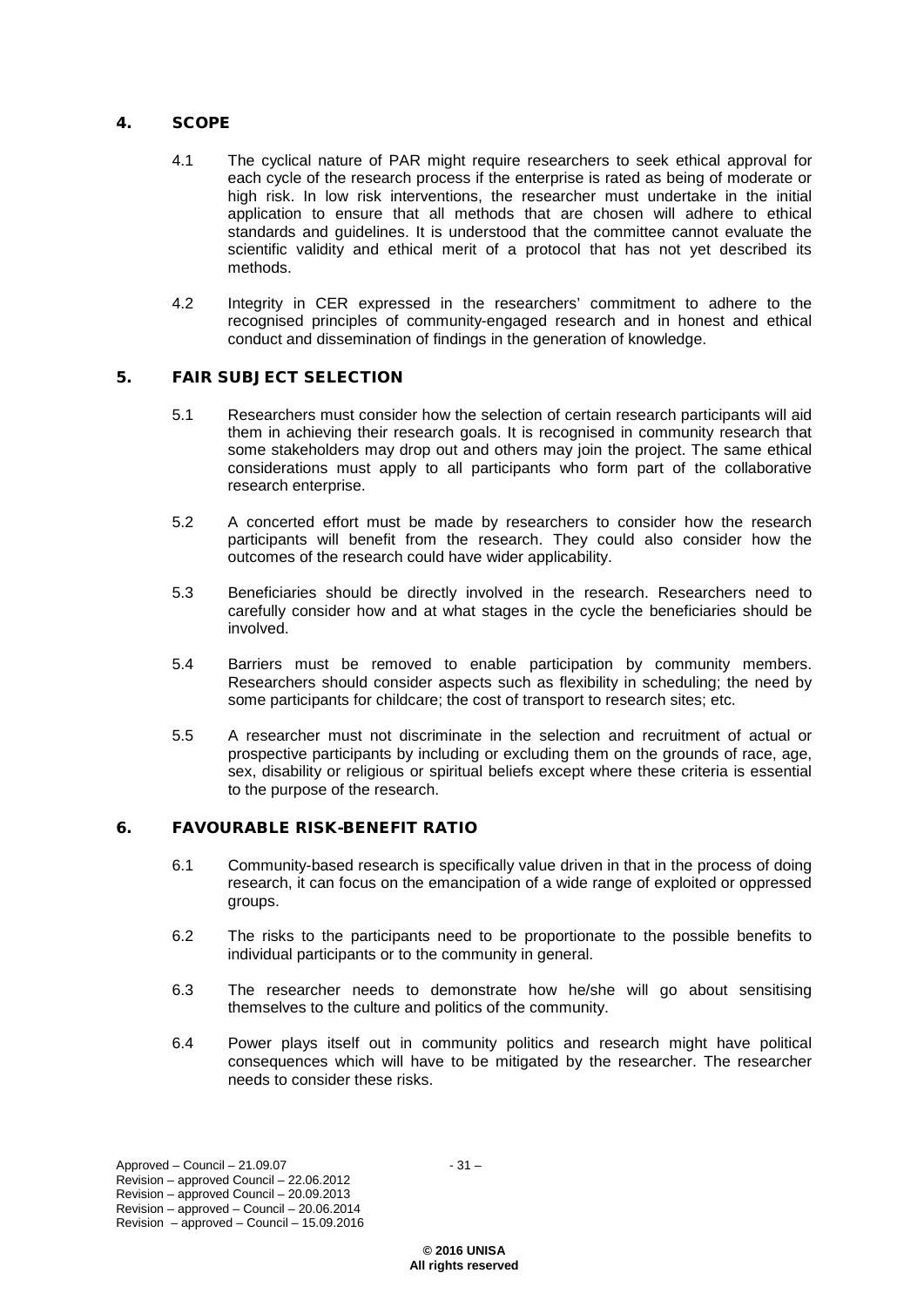## 4. SCOPE

4.1 The cyclical nature of PAR might require researchers to seek ethical approval for each cycle of the research process if the enterprise is rated as being of moderate or high risk. In low risk interventions, the researcher must undertake in the initial application to ensure that all methods that are chosen will adhere to ethical standards and guidelines. It is understood that the committee cannot evaluate the scientific validity and ethical merit of a protocol that has not yet described its methods.

4.2 Integrity in CER expressed in the researchers' commitment to adhere to the recognised principles of community-engaged research and in honest and ethical conduct and dissemination of findings in the generation of knowledge.

## 5. FAIR SUBJECT SELECTION

5.1 Researchers must consider how the selection of certain research participants will aid them in achieving their research goals. It is recognised in community research that some stakeholders may drop out and others may join the project. The same ethical considerations must apply to all participants who form part of the collaborative research enterprise.

5.2 A concerted effort must be made by researchers to consider how the research participants will benefit from the research. They could also consider how the outcomes of the research could have wider applicability.

5.3 Beneficiaries should be directly involved in the research. Researchers need to carefully consider how and at what stages in the cycle the beneficiaries should be involved.

5.4 Barriers must be removed to enable participation by community members. Researchers should consider aspects such as flexibility in scheduling; the need by some participants for childcare; the cost of transport to research sites; etc.

5.5 A researcher must not discriminate in the selection and recruitment of actual or prospective participants by including or excluding them on the grounds of race, age, sex, disability or religious or spiritual beliefs except where these criteria is essential to the purpose of the research.

## 6. FAVOURABLE RISK-BENEFIT RATIO

6.1 Community-based research is specifically value driven in that in the process of doing research, it can focus on the emancipation of a wide range of exploited or oppressed groups.

6.2 The risks to the participants need to be proportionate to the possible benefits to individual participants or to the community in general.

6.3 The researcher needs to demonstrate how he/she will go about sensitising themselves to the culture and politics of the community.

6.4 Power plays itself out in community politics and research might have political consequences which will have to be mitigated by the researcher. The researcher needs to consider these risks.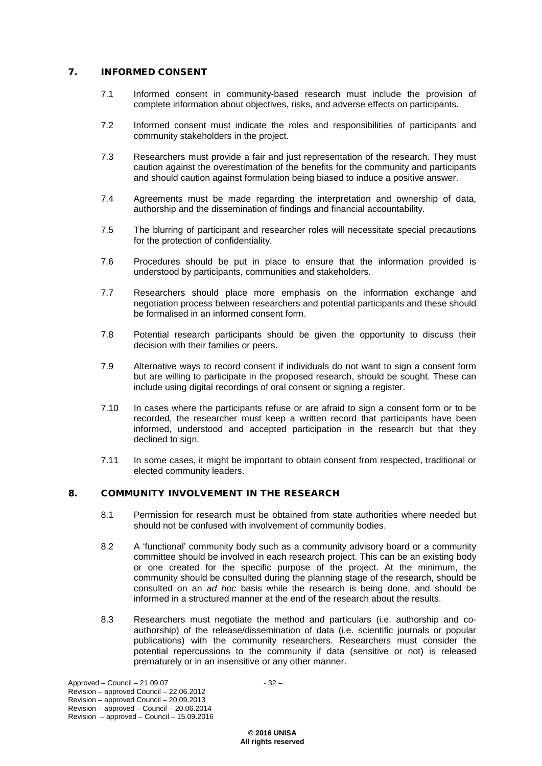## 7. INFORMED CONSENT

7.1 Informed consent in community-based research must include the provision of complete information about objectives, risks, and adverse effects on participants.

7.2 Informed consent must indicate the roles and responsibilities of participants and community stakeholders in the project.

7.3 Researchers must provide a fair and just representation of the research. They must caution against the overestimation of the benefits for the community and participants and should caution against formulation being biased to induce a positive answer.

7.4 Agreements must be made regarding the interpretation and ownership of data, authorship and the dissemination of findings and financial accountability.

7.5 The blurring of participant and researcher roles will necessitate special precautions for the protection of confidentiality.

7.6 Procedures should be put in place to ensure that the information provided is understood by participants, communities and stakeholders.

7.7 Researchers should place more emphasis on the information exchange and negotiation process between researchers and potential participants and these should be formalised in an informed consent form.

7.8 Potential research participants should be given the opportunity to discuss their decision with their families or peers.

7.9 Alternative ways to record consent if individuals do not want to sign a consent form but are willing to participate in the proposed research, should be sought. These can include using digital recordings of oral consent or signing a register.

7.10 In cases where the participants refuse or are afraid to sign a consent form or to be recorded, the researcher must keep a written record that participants have been informed, understood and accepted participation in the research but that they declined to sign.

7.11 In some cases, it might be important to obtain consent from respected, traditional or elected community leaders.

## 8. COMMUNITY INVOLVEMENT IN THE RESEARCH

8.1 Permission for research must be obtained from state authorities where needed but should not be confused with involvement of community bodies.

8.2 A 'functional' community body such as a community advisory board or a community committee should be involved in each research project. This can be an existing body or one created for the specific purpose of the project. At the minimum, the community should be consulted during the planning stage of the research, should be consulted on an *ad hoc* basis while the research is being done, and should be informed in a structured manner at the end of the research about the results.

8.3 Researchers must negotiate the method and particulars (i.e. authorship and co-authorship) of the release/dissemination of data (i.e. scientific journals or popular publications) with the community researchers. Researchers must consider the potential repercussions to the community if data (sensitive or not) is released prematurely or in an insensitive or any other manner.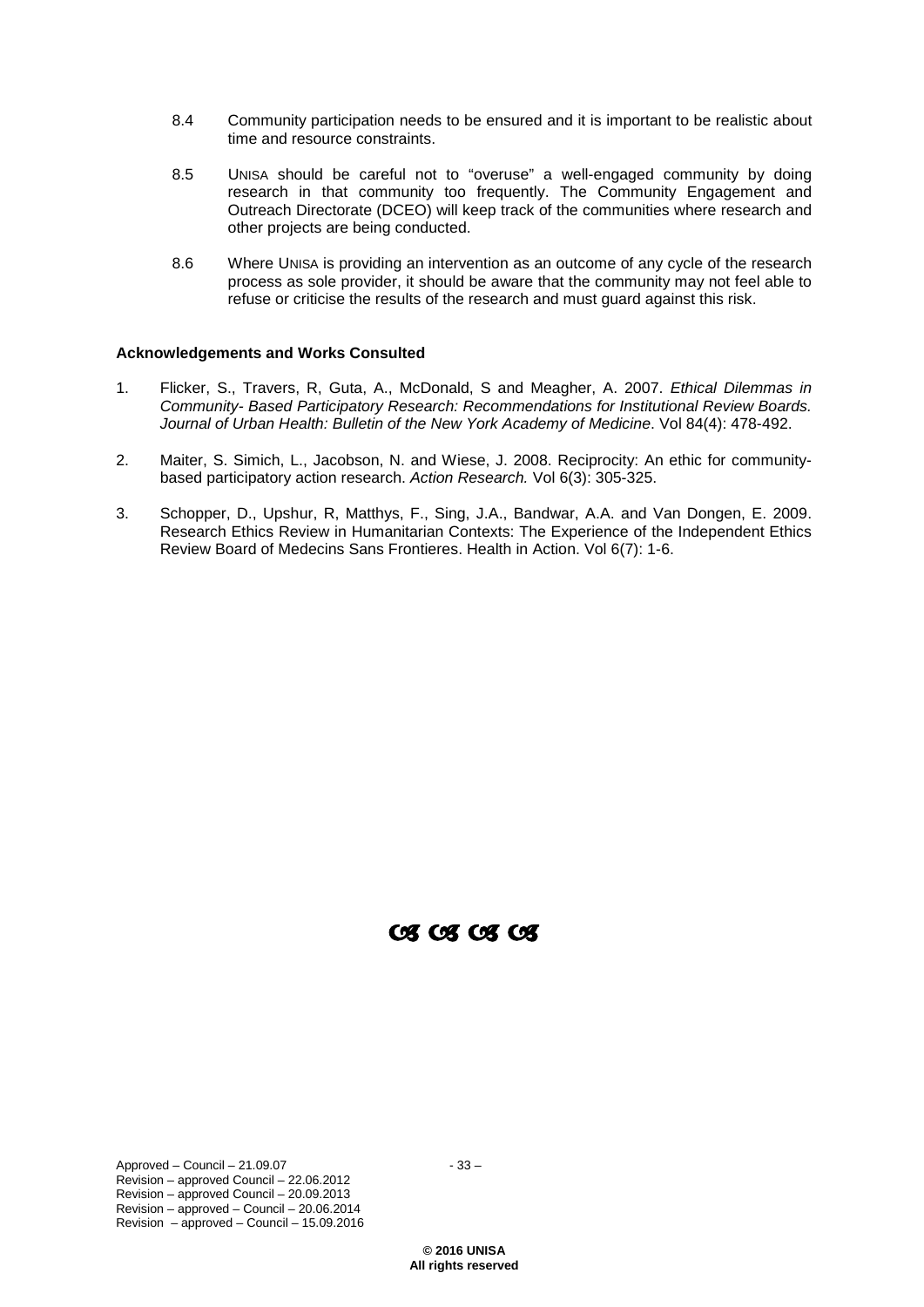8.4 Community participation needs to be ensured and it is important to be realistic about time and resource constraints.

8.5 UNISA should be careful not to "overuse" a well-engaged community by doing research in that community too frequently. The Community Engagement and Outreach Directorate (DCEO) will keep track of the communities where research and other projects are being conducted.

8.6 Where UNISA is providing an intervention as an outcome of any cycle of the research process as sole provider, it should be aware that the community may not feel able to refuse or criticise the results of the research and must guard against this risk.

**Acknowledgements and Works Consulted**

1. Flicker, S., Travers, R, Guta, A., McDonald, S and Meagher, A. 2007. *Ethical Dilemmas in Community- Based Participatory Research: Recommendations for Institutional Review Boards. Journal of Urban Health: Bulletin of the New York Academy of Medicine*. Vol 84(4): 478-492.

2. Maiter, S. Simich, L., Jacobson, N. and Wiese, J. 2008. Reciprocity: An ethic for community-based participatory action research. *Action Research.* Vol 6(3): 305-325.

3. Schopper, D., Upshur, R, Matthys, F., Sing, J.A., Bandwar, A.A. and Van Dongen, E. 2009. Research Ethics Review in Humanitarian Contexts: The Experience of the Independent Ethics Review Board of Medecins Sans Frontieres. Health in Action. Vol 6(7): 1-6.

☙ ☙ ☙ ☙

Approved – Council – 21.09.07
Revision – approved Council – 22.06.2012
Revision – approved Council – 20.09.2013
Revision – approved – Council – 20.06.2014
Revision – approved – Council – 15.09.2016

**© 2016 UNISA**
**All rights reserved**